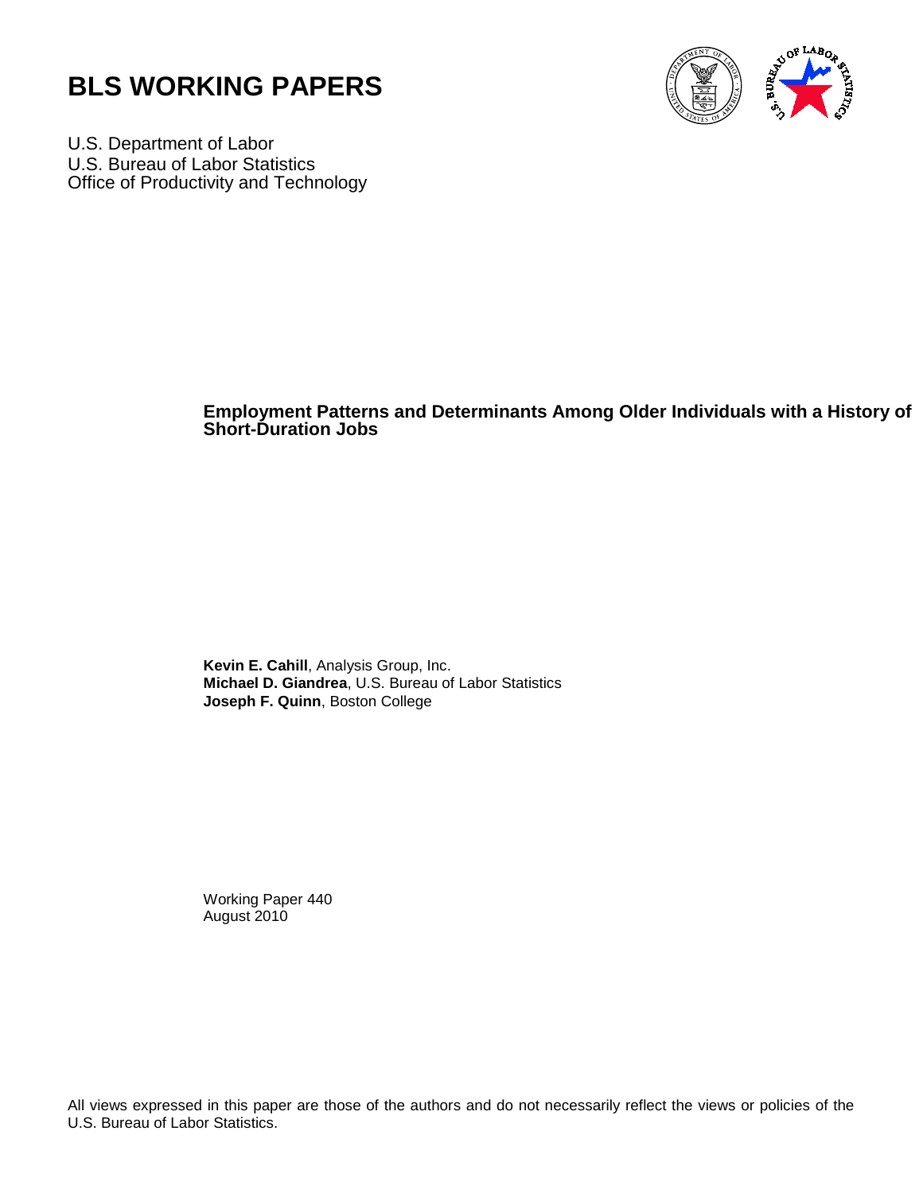# BLS WORKING PAPERS

U.S. Department of Labor
U.S. Bureau of Labor Statistics
Office of Productivity and Technology

## Employment Patterns and Determinants Among Older Individuals with a History of Short-Duration Jobs

**Kevin E. Cahill**, Analysis Group, Inc.
**Michael D. Giandrea**, U.S. Bureau of Labor Statistics
**Joseph F. Quinn**, Boston College

Working Paper 440
August 2010

All views expressed in this paper are those of the authors and do not necessarily reflect the views or policies of the U.S. Bureau of Labor Statistics.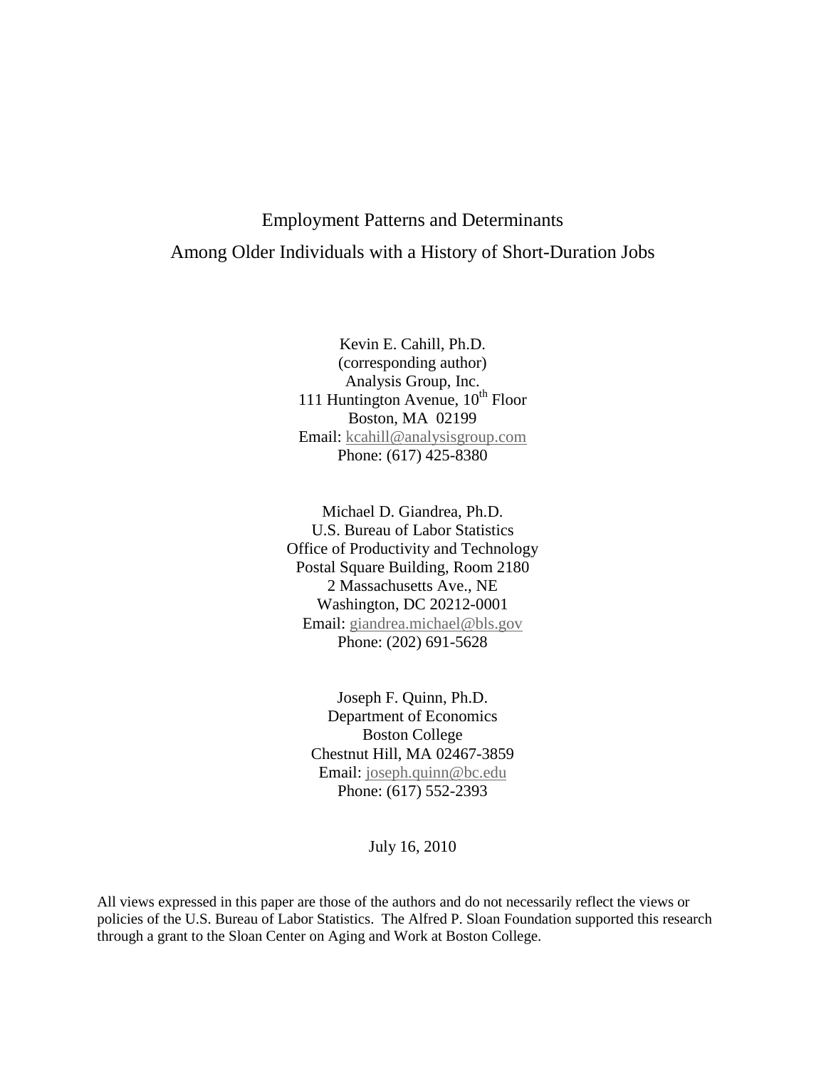# Employment Patterns and Determinants Among Older Individuals with a History of Short-Duration Jobs

Kevin E. Cahill, Ph.D.
(corresponding author)
Analysis Group, Inc.
111 Huntington Avenue, 10th Floor
Boston, MA 02199
Email: kcahill@analysisgroup.com
Phone: (617) 425-8380

Michael D. Giandrea, Ph.D.
U.S. Bureau of Labor Statistics
Office of Productivity and Technology
Postal Square Building, Room 2180
2 Massachusetts Ave., NE
Washington, DC 20212-0001
Email: giandrea.michael@bls.gov
Phone: (202) 691-5628

Joseph F. Quinn, Ph.D.
Department of Economics
Boston College
Chestnut Hill, MA 02467-3859
Email: joseph.quinn@bc.edu
Phone: (617) 552-2393

July 16, 2010

All views expressed in this paper are those of the authors and do not necessarily reflect the views or policies of the U.S. Bureau of Labor Statistics. The Alfred P. Sloan Foundation supported this research through a grant to the Sloan Center on Aging and Work at Boston College.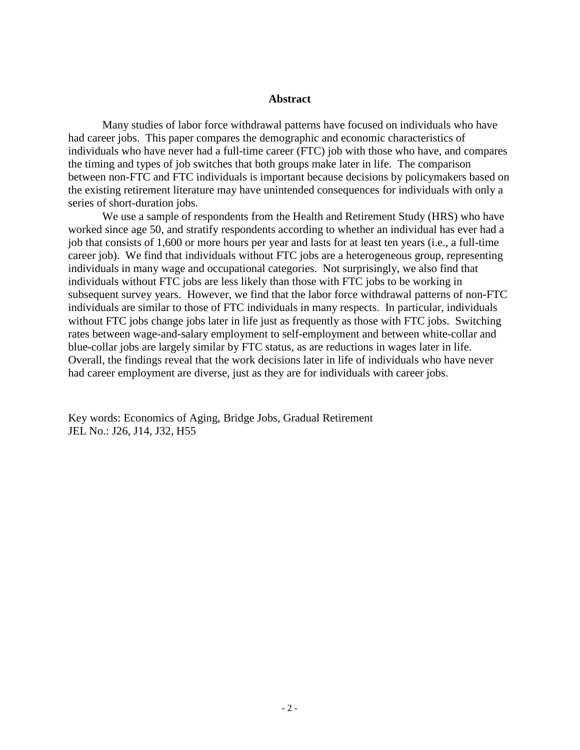## Abstract

Many studies of labor force withdrawal patterns have focused on individuals who have had career jobs. This paper compares the demographic and economic characteristics of individuals who have never had a full-time career (FTC) job with those who have, and compares the timing and types of job switches that both groups make later in life. The comparison between non-FTC and FTC individuals is important because decisions by policymakers based on the existing retirement literature may have unintended consequences for individuals with only a series of short-duration jobs.

We use a sample of respondents from the Health and Retirement Study (HRS) who have worked since age 50, and stratify respondents according to whether an individual has ever had a job that consists of 1,600 or more hours per year and lasts for at least ten years (i.e., a full-time career job). We find that individuals without FTC jobs are a heterogeneous group, representing individuals in many wage and occupational categories. Not surprisingly, we also find that individuals without FTC jobs are less likely than those with FTC jobs to be working in subsequent survey years. However, we find that the labor force withdrawal patterns of non-FTC individuals are similar to those of FTC individuals in many respects. In particular, individuals without FTC jobs change jobs later in life just as frequently as those with FTC jobs. Switching rates between wage-and-salary employment to self-employment and between white-collar and blue-collar jobs are largely similar by FTC status, as are reductions in wages later in life. Overall, the findings reveal that the work decisions later in life of individuals who have never had career employment are diverse, just as they are for individuals with career jobs.

Key words: Economics of Aging, Bridge Jobs, Gradual Retirement
JEL No.: J26, J14, J32, H55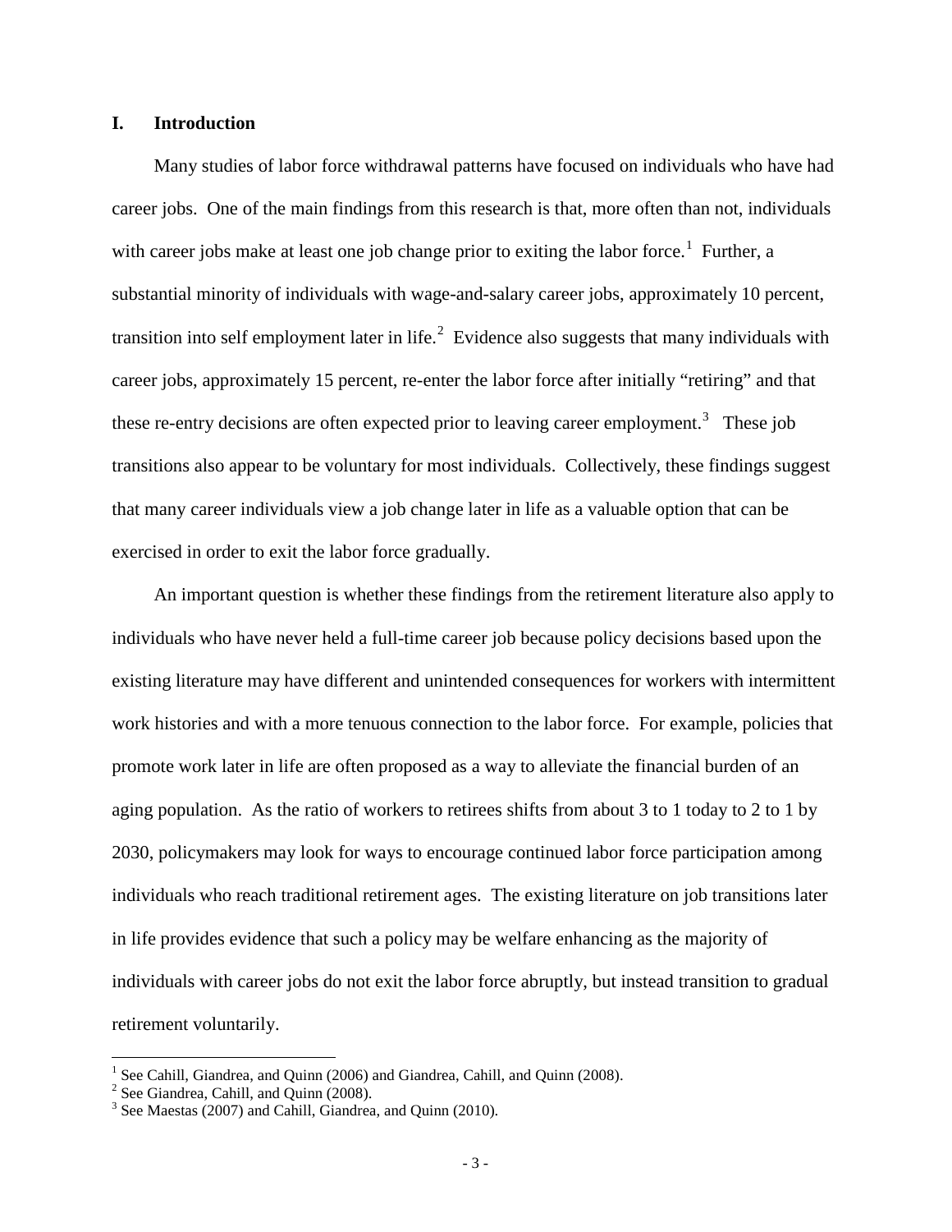## I. Introduction

Many studies of labor force withdrawal patterns have focused on individuals who have had career jobs. One of the main findings from this research is that, more often than not, individuals with career jobs make at least one job change prior to exiting the labor force.[1] Further, a substantial minority of individuals with wage-and-salary career jobs, approximately 10 percent, transition into self employment later in life.[2] Evidence also suggests that many individuals with career jobs, approximately 15 percent, re-enter the labor force after initially "retiring" and that these re-entry decisions are often expected prior to leaving career employment.[3] These job transitions also appear to be voluntary for most individuals. Collectively, these findings suggest that many career individuals view a job change later in life as a valuable option that can be exercised in order to exit the labor force gradually.

An important question is whether these findings from the retirement literature also apply to individuals who have never held a full-time career job because policy decisions based upon the existing literature may have different and unintended consequences for workers with intermittent work histories and with a more tenuous connection to the labor force. For example, policies that promote work later in life are often proposed as a way to alleviate the financial burden of an aging population. As the ratio of workers to retirees shifts from about 3 to 1 today to 2 to 1 by 2030, policymakers may look for ways to encourage continued labor force participation among individuals who reach traditional retirement ages. The existing literature on job transitions later in life provides evidence that such a policy may be welfare enhancing as the majority of individuals with career jobs do not exit the labor force abruptly, but instead transition to gradual retirement voluntarily.

[1] See Cahill, Giandrea, and Quinn (2006) and Giandrea, Cahill, and Quinn (2008).
[2] See Giandrea, Cahill, and Quinn (2008).
[3] See Maestas (2007) and Cahill, Giandrea, and Quinn (2010).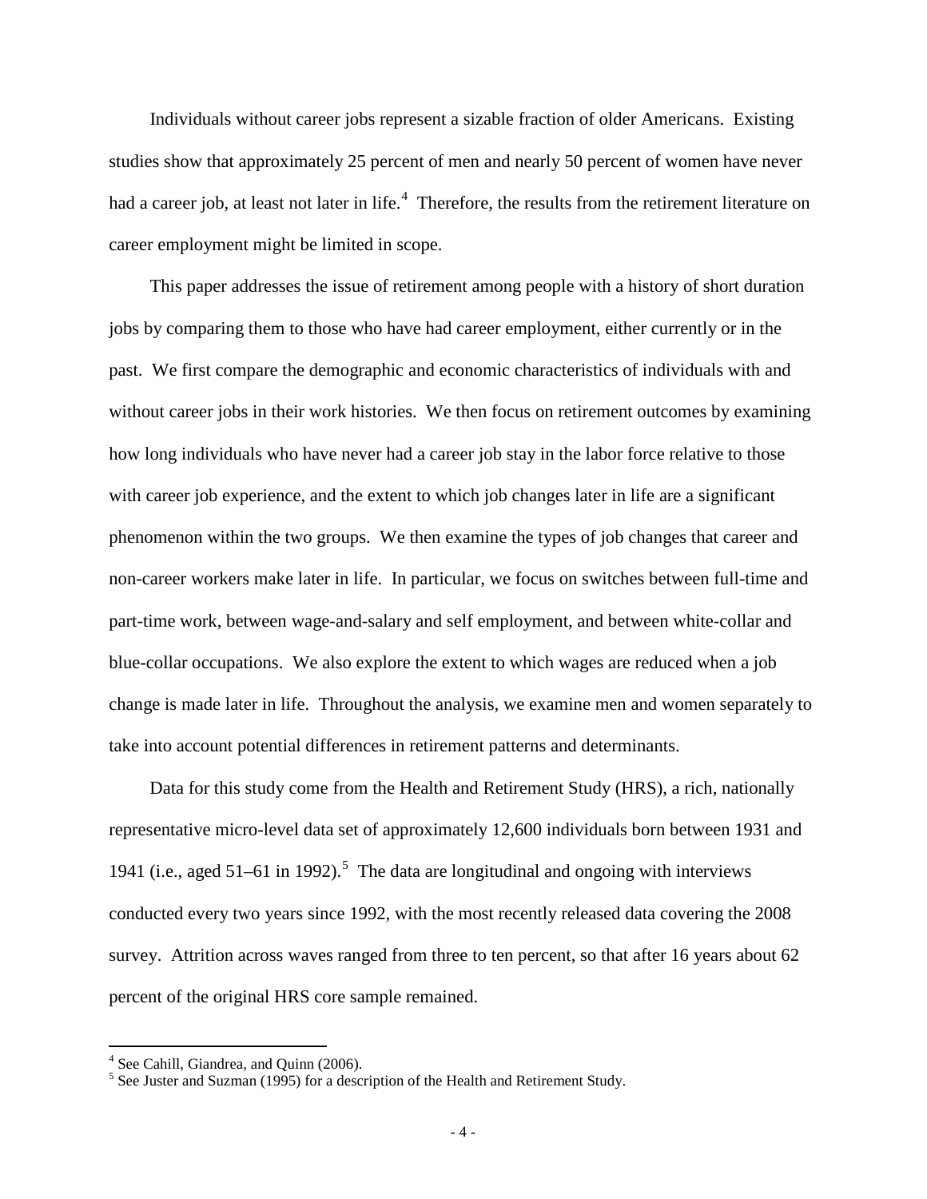Individuals without career jobs represent a sizable fraction of older Americans. Existing studies show that approximately 25 percent of men and nearly 50 percent of women have never had a career job, at least not later in life.[4] Therefore, the results from the retirement literature on career employment might be limited in scope.

This paper addresses the issue of retirement among people with a history of short duration jobs by comparing them to those who have had career employment, either currently or in the past. We first compare the demographic and economic characteristics of individuals with and without career jobs in their work histories. We then focus on retirement outcomes by examining how long individuals who have never had a career job stay in the labor force relative to those with career job experience, and the extent to which job changes later in life are a significant phenomenon within the two groups. We then examine the types of job changes that career and non-career workers make later in life. In particular, we focus on switches between full-time and part-time work, between wage-and-salary and self employment, and between white-collar and blue-collar occupations. We also explore the extent to which wages are reduced when a job change is made later in life. Throughout the analysis, we examine men and women separately to take into account potential differences in retirement patterns and determinants.

Data for this study come from the Health and Retirement Study (HRS), a rich, nationally representative micro-level data set of approximately 12,600 individuals born between 1931 and 1941 (i.e., aged 51–61 in 1992).[5] The data are longitudinal and ongoing with interviews conducted every two years since 1992, with the most recently released data covering the 2008 survey. Attrition across waves ranged from three to ten percent, so that after 16 years about 62 percent of the original HRS core sample remained.

[4] See Cahill, Giandrea, and Quinn (2006).

[5] See Juster and Suzman (1995) for a description of the Health and Retirement Study.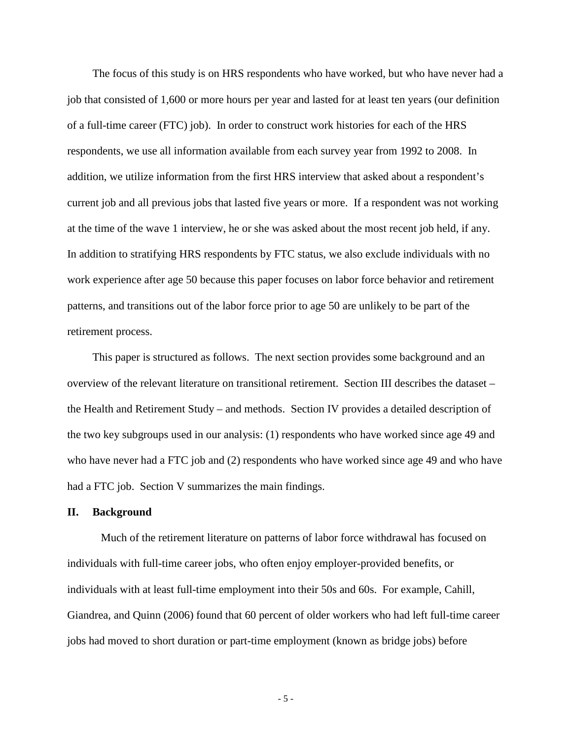The focus of this study is on HRS respondents who have worked, but who have never had a job that consisted of 1,600 or more hours per year and lasted for at least ten years (our definition of a full-time career (FTC) job). In order to construct work histories for each of the HRS respondents, we use all information available from each survey year from 1992 to 2008. In addition, we utilize information from the first HRS interview that asked about a respondent's current job and all previous jobs that lasted five years or more. If a respondent was not working at the time of the wave 1 interview, he or she was asked about the most recent job held, if any. In addition to stratifying HRS respondents by FTC status, we also exclude individuals with no work experience after age 50 because this paper focuses on labor force behavior and retirement patterns, and transitions out of the labor force prior to age 50 are unlikely to be part of the retirement process.

This paper is structured as follows. The next section provides some background and an overview of the relevant literature on transitional retirement. Section III describes the dataset – the Health and Retirement Study – and methods. Section IV provides a detailed description of the two key subgroups used in our analysis: (1) respondents who have worked since age 49 and who have never had a FTC job and (2) respondents who have worked since age 49 and who have had a FTC job. Section V summarizes the main findings.

## II. Background

Much of the retirement literature on patterns of labor force withdrawal has focused on individuals with full-time career jobs, who often enjoy employer-provided benefits, or individuals with at least full-time employment into their 50s and 60s. For example, Cahill, Giandrea, and Quinn (2006) found that 60 percent of older workers who had left full-time career jobs had moved to short duration or part-time employment (known as bridge jobs) before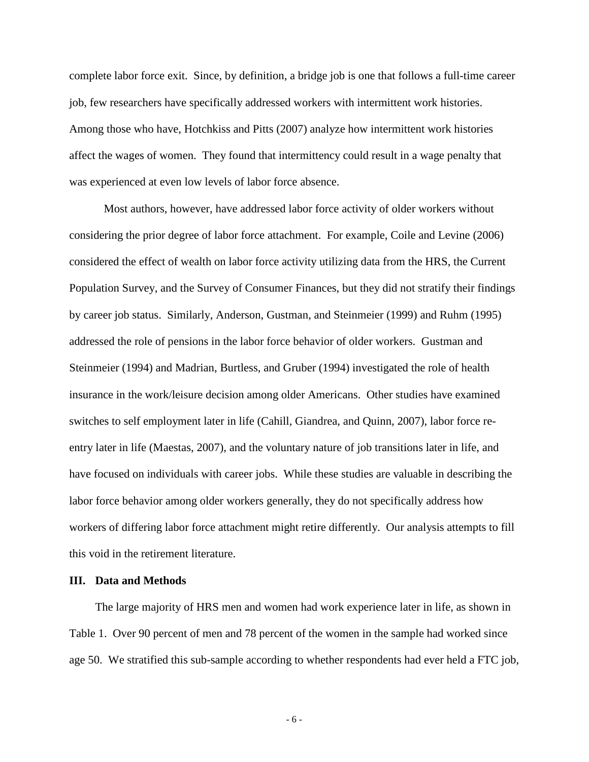complete labor force exit. Since, by definition, a bridge job is one that follows a full-time career job, few researchers have specifically addressed workers with intermittent work histories. Among those who have, Hotchkiss and Pitts (2007) analyze how intermittent work histories affect the wages of women. They found that intermittency could result in a wage penalty that was experienced at even low levels of labor force absence.

Most authors, however, have addressed labor force activity of older workers without considering the prior degree of labor force attachment. For example, Coile and Levine (2006) considered the effect of wealth on labor force activity utilizing data from the HRS, the Current Population Survey, and the Survey of Consumer Finances, but they did not stratify their findings by career job status. Similarly, Anderson, Gustman, and Steinmeier (1999) and Ruhm (1995) addressed the role of pensions in the labor force behavior of older workers. Gustman and Steinmeier (1994) and Madrian, Burtless, and Gruber (1994) investigated the role of health insurance in the work/leisure decision among older Americans. Other studies have examined switches to self employment later in life (Cahill, Giandrea, and Quinn, 2007), labor force re-entry later in life (Maestas, 2007), and the voluntary nature of job transitions later in life, and have focused on individuals with career jobs. While these studies are valuable in describing the labor force behavior among older workers generally, they do not specifically address how workers of differing labor force attachment might retire differently. Our analysis attempts to fill this void in the retirement literature.

## III. Data and Methods

The large majority of HRS men and women had work experience later in life, as shown in Table 1. Over 90 percent of men and 78 percent of the women in the sample had worked since age 50. We stratified this sub-sample according to whether respondents had ever held a FTC job,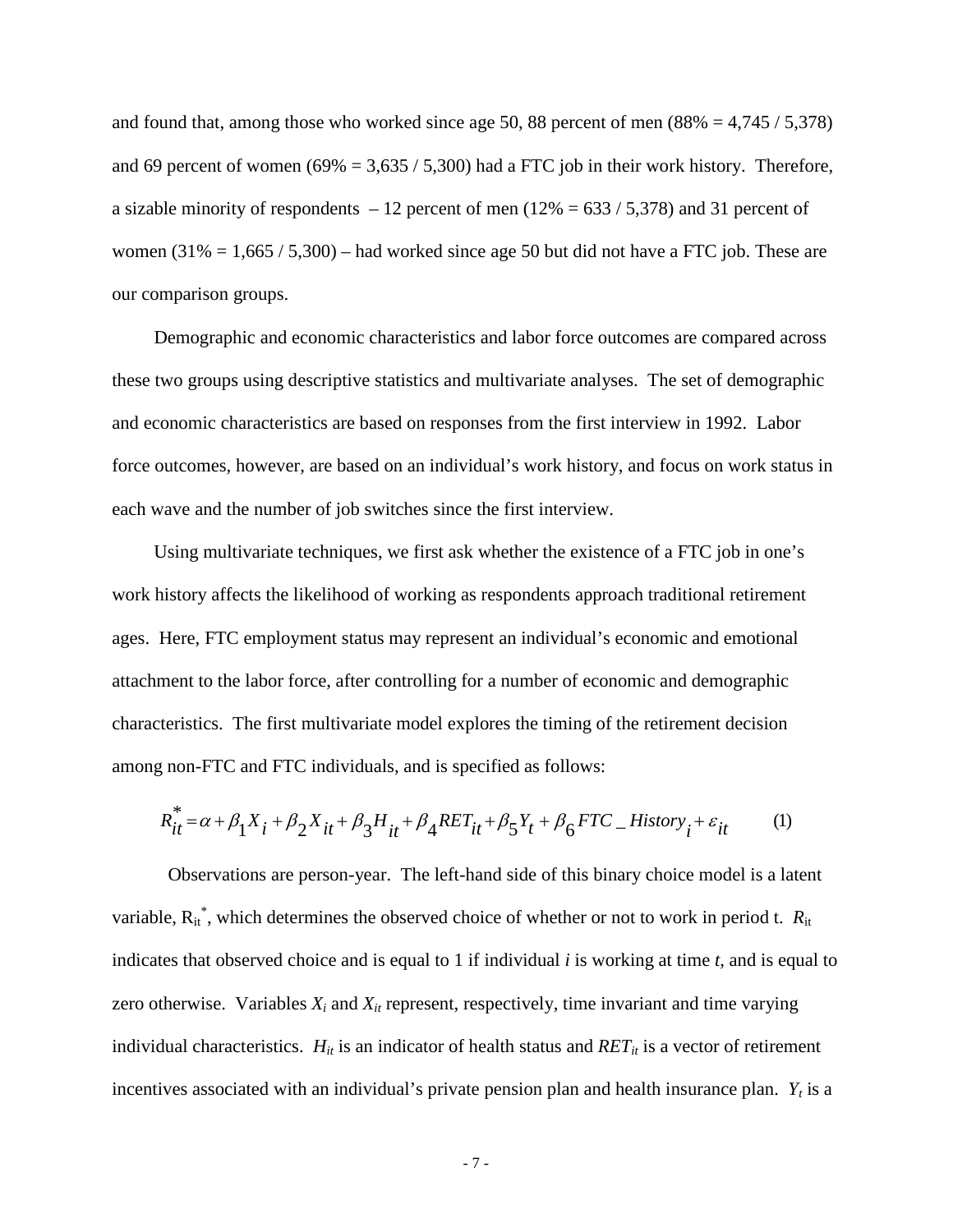and found that, among those who worked since age 50, 88 percent of men (88% = 4,745 / 5,378) and 69 percent of women (69% = 3,635 / 5,300) had a FTC job in their work history. Therefore, a sizable minority of respondents – 12 percent of men (12% = 633 / 5,378) and 31 percent of women (31% = 1,665 / 5,300) – had worked since age 50 but did not have a FTC job. These are our comparison groups.

Demographic and economic characteristics and labor force outcomes are compared across these two groups using descriptive statistics and multivariate analyses. The set of demographic and economic characteristics are based on responses from the first interview in 1992. Labor force outcomes, however, are based on an individual's work history, and focus on work status in each wave and the number of job switches since the first interview.

Using multivariate techniques, we first ask whether the existence of a FTC job in one's work history affects the likelihood of working as respondents approach traditional retirement ages. Here, FTC employment status may represent an individual's economic and emotional attachment to the labor force, after controlling for a number of economic and demographic characteristics. The first multivariate model explores the timing of the retirement decision among non-FTC and FTC individuals, and is specified as follows:

$$R_{it}^{*} = \alpha + \beta_1 X_i + \beta_2 X_{it} + \beta_3 H_{it} + \beta_4 RET_{it} + \beta_5 Y_t + \beta_6 FTC\_History_i + \varepsilon_{it} \qquad (1)$$

Observations are person-year. The left-hand side of this binary choice model is a latent variable, $R_{it}^{*}$, which determines the observed choice of whether or not to work in period t. $R_{it}$ indicates that observed choice and is equal to 1 if individual *i* is working at time *t*, and is equal to zero otherwise. Variables $X_i$ and $X_{it}$ represent, respectively, time invariant and time varying individual characteristics. $H_{it}$ is an indicator of health status and $RET_{it}$ is a vector of retirement incentives associated with an individual's private pension plan and health insurance plan. $Y_t$ is a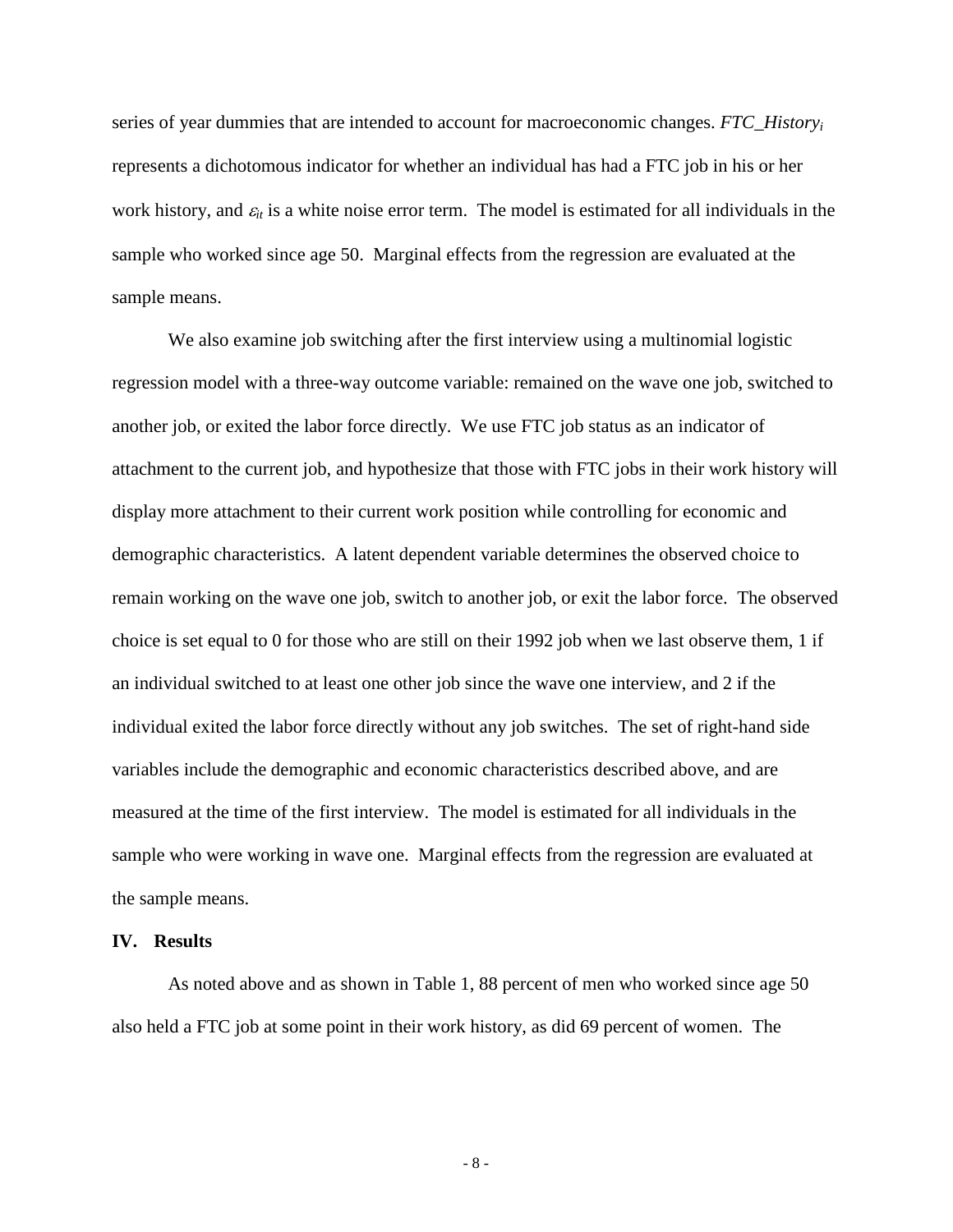series of year dummies that are intended to account for macroeconomic changes. $FTC\_History_i$ represents a dichotomous indicator for whether an individual has had a FTC job in his or her work history, and $\varepsilon_{it}$ is a white noise error term. The model is estimated for all individuals in the sample who worked since age 50. Marginal effects from the regression are evaluated at the sample means.

We also examine job switching after the first interview using a multinomial logistic regression model with a three-way outcome variable: remained on the wave one job, switched to another job, or exited the labor force directly. We use FTC job status as an indicator of attachment to the current job, and hypothesize that those with FTC jobs in their work history will display more attachment to their current work position while controlling for economic and demographic characteristics. A latent dependent variable determines the observed choice to remain working on the wave one job, switch to another job, or exit the labor force. The observed choice is set equal to 0 for those who are still on their 1992 job when we last observe them, 1 if an individual switched to at least one other job since the wave one interview, and 2 if the individual exited the labor force directly without any job switches. The set of right-hand side variables include the demographic and economic characteristics described above, and are measured at the time of the first interview. The model is estimated for all individuals in the sample who were working in wave one. Marginal effects from the regression are evaluated at the sample means.

## IV. Results

As noted above and as shown in Table 1, 88 percent of men who worked since age 50 also held a FTC job at some point in their work history, as did 69 percent of women. The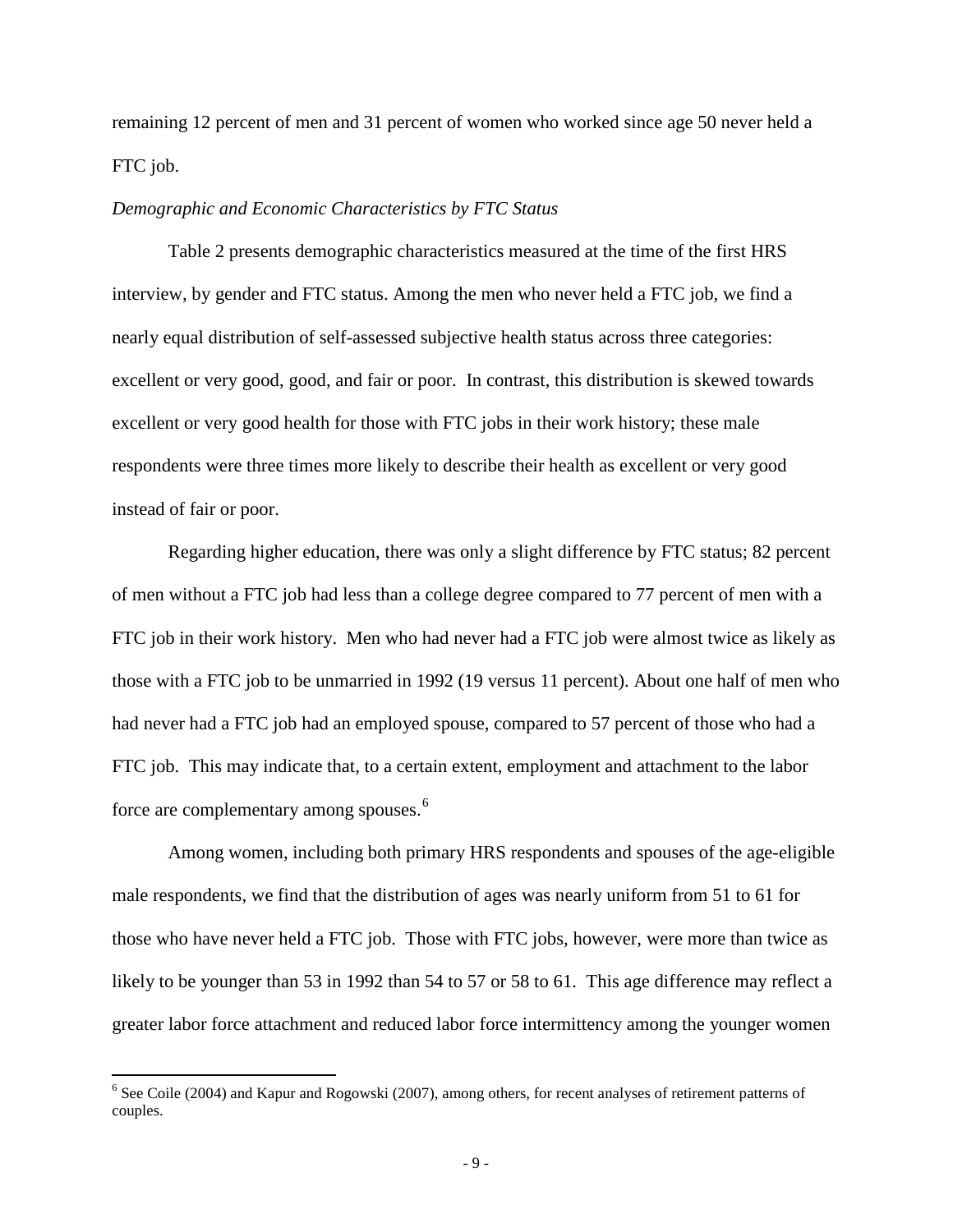remaining 12 percent of men and 31 percent of women who worked since age 50 never held a FTC job.

*Demographic and Economic Characteristics by FTC Status*

Table 2 presents demographic characteristics measured at the time of the first HRS interview, by gender and FTC status. Among the men who never held a FTC job, we find a nearly equal distribution of self-assessed subjective health status across three categories: excellent or very good, good, and fair or poor. In contrast, this distribution is skewed towards excellent or very good health for those with FTC jobs in their work history; these male respondents were three times more likely to describe their health as excellent or very good instead of fair or poor.

Regarding higher education, there was only a slight difference by FTC status; 82 percent of men without a FTC job had less than a college degree compared to 77 percent of men with a FTC job in their work history. Men who had never had a FTC job were almost twice as likely as those with a FTC job to be unmarried in 1992 (19 versus 11 percent). About one half of men who had never had a FTC job had an employed spouse, compared to 57 percent of those who had a FTC job. This may indicate that, to a certain extent, employment and attachment to the labor force are complementary among spouses.[6]

Among women, including both primary HRS respondents and spouses of the age-eligible male respondents, we find that the distribution of ages was nearly uniform from 51 to 61 for those who have never held a FTC job. Those with FTC jobs, however, were more than twice as likely to be younger than 53 in 1992 than 54 to 57 or 58 to 61. This age difference may reflect a greater labor force attachment and reduced labor force intermittency among the younger women

[6] See Coile (2004) and Kapur and Rogowski (2007), among others, for recent analyses of retirement patterns of couples.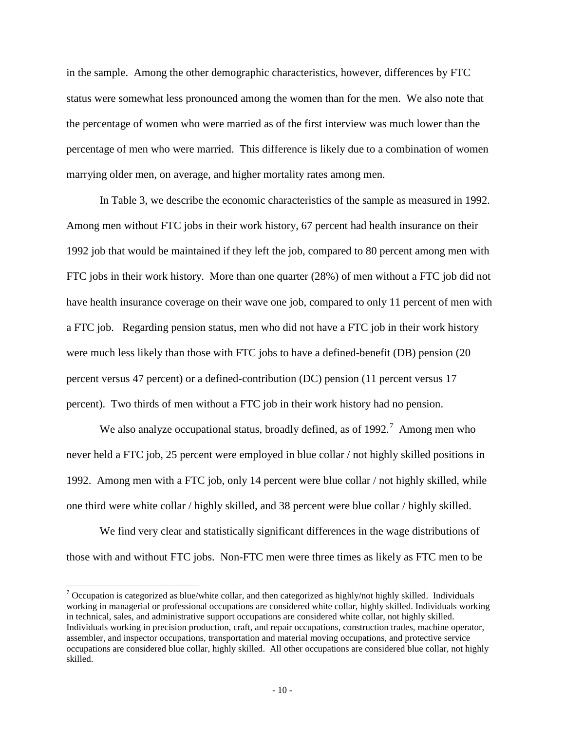in the sample. Among the other demographic characteristics, however, differences by FTC status were somewhat less pronounced among the women than for the men. We also note that the percentage of women who were married as of the first interview was much lower than the percentage of men who were married. This difference is likely due to a combination of women marrying older men, on average, and higher mortality rates among men.

In Table 3, we describe the economic characteristics of the sample as measured in 1992. Among men without FTC jobs in their work history, 67 percent had health insurance on their 1992 job that would be maintained if they left the job, compared to 80 percent among men with FTC jobs in their work history. More than one quarter (28%) of men without a FTC job did not have health insurance coverage on their wave one job, compared to only 11 percent of men with a FTC job. Regarding pension status, men who did not have a FTC job in their work history were much less likely than those with FTC jobs to have a defined-benefit (DB) pension (20 percent versus 47 percent) or a defined-contribution (DC) pension (11 percent versus 17 percent). Two thirds of men without a FTC job in their work history had no pension.

We also analyze occupational status, broadly defined, as of 1992.[7] Among men who never held a FTC job, 25 percent were employed in blue collar / not highly skilled positions in 1992. Among men with a FTC job, only 14 percent were blue collar / not highly skilled, while one third were white collar / highly skilled, and 38 percent were blue collar / highly skilled.

We find very clear and statistically significant differences in the wage distributions of those with and without FTC jobs. Non-FTC men were three times as likely as FTC men to be

[7] Occupation is categorized as blue/white collar, and then categorized as highly/not highly skilled. Individuals working in managerial or professional occupations are considered white collar, highly skilled. Individuals working in technical, sales, and administrative support occupations are considered white collar, not highly skilled. Individuals working in precision production, craft, and repair occupations, construction trades, machine operator, assembler, and inspector occupations, transportation and material moving occupations, and protective service occupations are considered blue collar, highly skilled. All other occupations are considered blue collar, not highly skilled.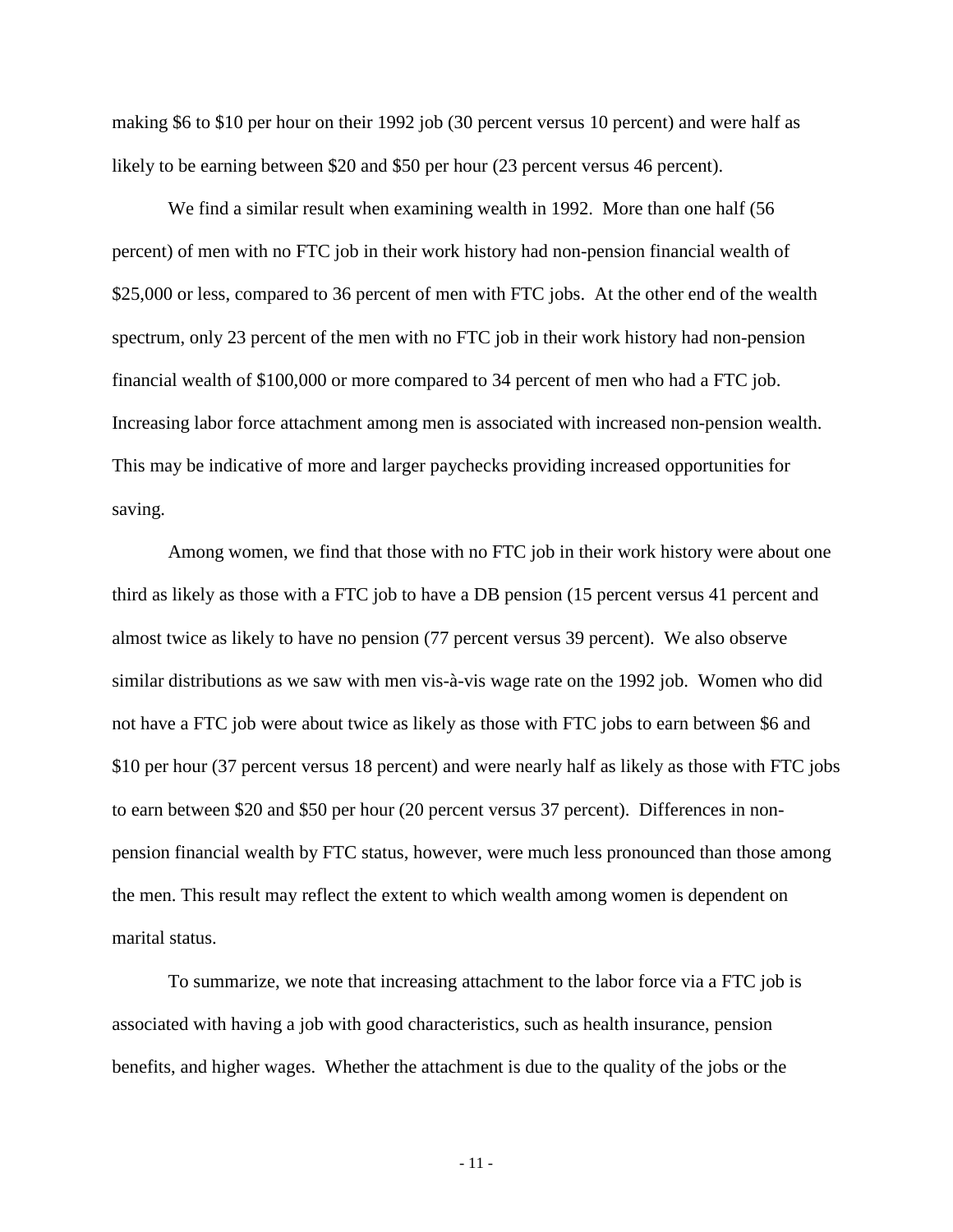making $6 to $10 per hour on their 1992 job (30 percent versus 10 percent) and were half as likely to be earning between $20 and $50 per hour (23 percent versus 46 percent).

We find a similar result when examining wealth in 1992. More than one half (56 percent) of men with no FTC job in their work history had non-pension financial wealth of $25,000 or less, compared to 36 percent of men with FTC jobs. At the other end of the wealth spectrum, only 23 percent of the men with no FTC job in their work history had non-pension financial wealth of $100,000 or more compared to 34 percent of men who had a FTC job. Increasing labor force attachment among men is associated with increased non-pension wealth. This may be indicative of more and larger paychecks providing increased opportunities for saving.

Among women, we find that those with no FTC job in their work history were about one third as likely as those with a FTC job to have a DB pension (15 percent versus 41 percent and almost twice as likely to have no pension (77 percent versus 39 percent). We also observe similar distributions as we saw with men vis-à-vis wage rate on the 1992 job. Women who did not have a FTC job were about twice as likely as those with FTC jobs to earn between $6 and $10 per hour (37 percent versus 18 percent) and were nearly half as likely as those with FTC jobs to earn between $20 and $50 per hour (20 percent versus 37 percent). Differences in non-pension financial wealth by FTC status, however, were much less pronounced than those among the men. This result may reflect the extent to which wealth among women is dependent on marital status.

To summarize, we note that increasing attachment to the labor force via a FTC job is associated with having a job with good characteristics, such as health insurance, pension benefits, and higher wages. Whether the attachment is due to the quality of the jobs or the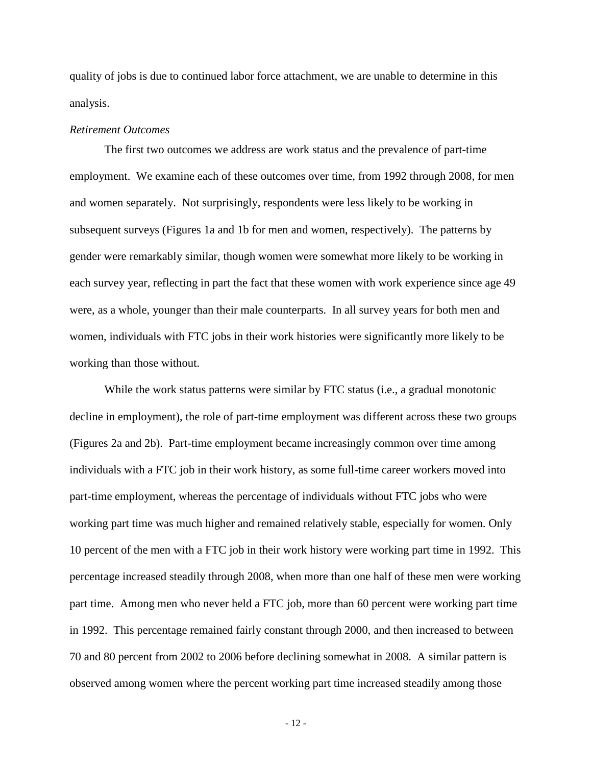quality of jobs is due to continued labor force attachment, we are unable to determine in this analysis.

*Retirement Outcomes*

The first two outcomes we address are work status and the prevalence of part-time employment. We examine each of these outcomes over time, from 1992 through 2008, for men and women separately. Not surprisingly, respondents were less likely to be working in subsequent surveys (Figures 1a and 1b for men and women, respectively). The patterns by gender were remarkably similar, though women were somewhat more likely to be working in each survey year, reflecting in part the fact that these women with work experience since age 49 were, as a whole, younger than their male counterparts. In all survey years for both men and women, individuals with FTC jobs in their work histories were significantly more likely to be working than those without.

While the work status patterns were similar by FTC status (i.e., a gradual monotonic decline in employment), the role of part-time employment was different across these two groups (Figures 2a and 2b). Part-time employment became increasingly common over time among individuals with a FTC job in their work history, as some full-time career workers moved into part-time employment, whereas the percentage of individuals without FTC jobs who were working part time was much higher and remained relatively stable, especially for women. Only 10 percent of the men with a FTC job in their work history were working part time in 1992. This percentage increased steadily through 2008, when more than one half of these men were working part time. Among men who never held a FTC job, more than 60 percent were working part time in 1992. This percentage remained fairly constant through 2000, and then increased to between 70 and 80 percent from 2002 to 2006 before declining somewhat in 2008. A similar pattern is observed among women where the percent working part time increased steadily among those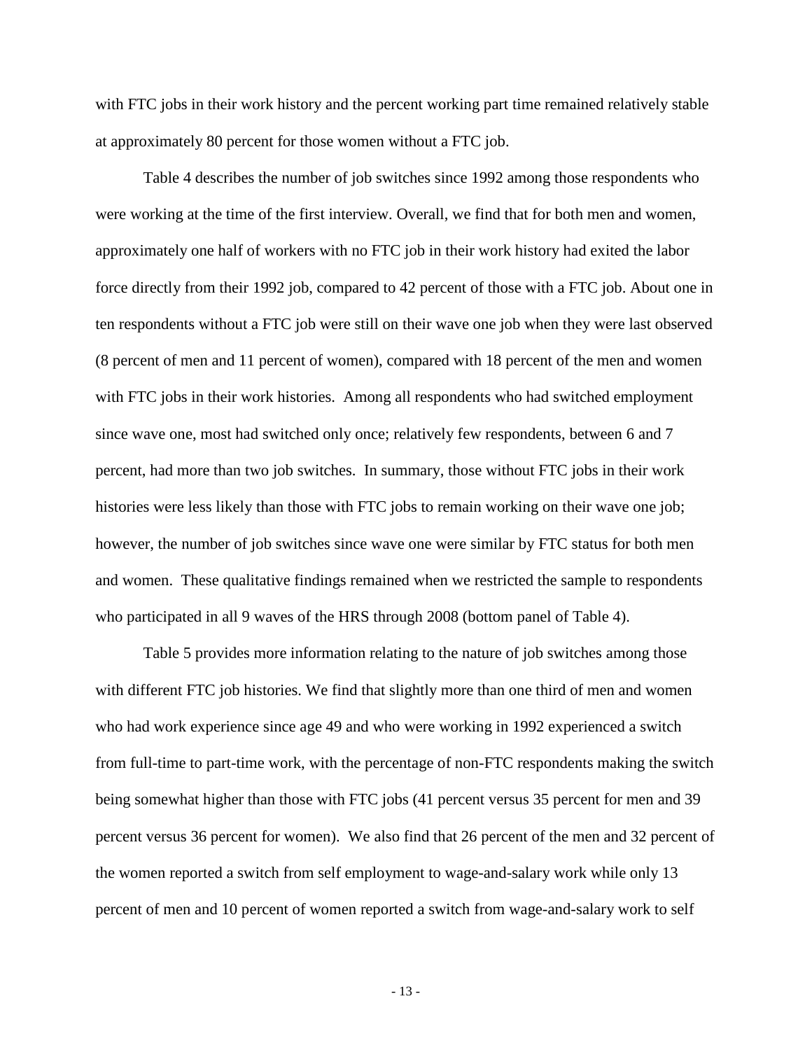with FTC jobs in their work history and the percent working part time remained relatively stable at approximately 80 percent for those women without a FTC job.

Table 4 describes the number of job switches since 1992 among those respondents who were working at the time of the first interview. Overall, we find that for both men and women, approximately one half of workers with no FTC job in their work history had exited the labor force directly from their 1992 job, compared to 42 percent of those with a FTC job. About one in ten respondents without a FTC job were still on their wave one job when they were last observed (8 percent of men and 11 percent of women), compared with 18 percent of the men and women with FTC jobs in their work histories. Among all respondents who had switched employment since wave one, most had switched only once; relatively few respondents, between 6 and 7 percent, had more than two job switches. In summary, those without FTC jobs in their work histories were less likely than those with FTC jobs to remain working on their wave one job; however, the number of job switches since wave one were similar by FTC status for both men and women. These qualitative findings remained when we restricted the sample to respondents who participated in all 9 waves of the HRS through 2008 (bottom panel of Table 4).

Table 5 provides more information relating to the nature of job switches among those with different FTC job histories. We find that slightly more than one third of men and women who had work experience since age 49 and who were working in 1992 experienced a switch from full-time to part-time work, with the percentage of non-FTC respondents making the switch being somewhat higher than those with FTC jobs (41 percent versus 35 percent for men and 39 percent versus 36 percent for women). We also find that 26 percent of the men and 32 percent of the women reported a switch from self employment to wage-and-salary work while only 13 percent of men and 10 percent of women reported a switch from wage-and-salary work to self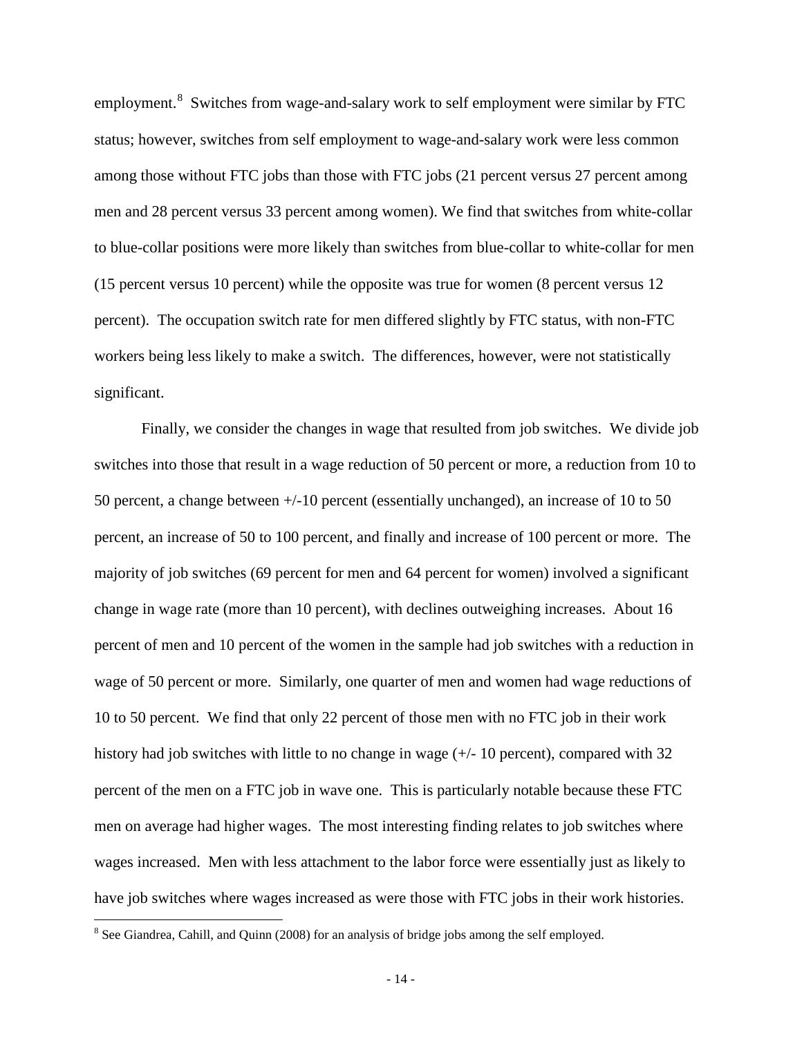employment.[8] Switches from wage-and-salary work to self employment were similar by FTC status; however, switches from self employment to wage-and-salary work were less common among those without FTC jobs than those with FTC jobs (21 percent versus 27 percent among men and 28 percent versus 33 percent among women). We find that switches from white-collar to blue-collar positions were more likely than switches from blue-collar to white-collar for men (15 percent versus 10 percent) while the opposite was true for women (8 percent versus 12 percent). The occupation switch rate for men differed slightly by FTC status, with non-FTC workers being less likely to make a switch. The differences, however, were not statistically significant.

Finally, we consider the changes in wage that resulted from job switches. We divide job switches into those that result in a wage reduction of 50 percent or more, a reduction from 10 to 50 percent, a change between +/-10 percent (essentially unchanged), an increase of 10 to 50 percent, an increase of 50 to 100 percent, and finally and increase of 100 percent or more. The majority of job switches (69 percent for men and 64 percent for women) involved a significant change in wage rate (more than 10 percent), with declines outweighing increases. About 16 percent of men and 10 percent of the women in the sample had job switches with a reduction in wage of 50 percent or more. Similarly, one quarter of men and women had wage reductions of 10 to 50 percent. We find that only 22 percent of those men with no FTC job in their work history had job switches with little to no change in wage (+/- 10 percent), compared with 32 percent of the men on a FTC job in wave one. This is particularly notable because these FTC men on average had higher wages. The most interesting finding relates to job switches where wages increased. Men with less attachment to the labor force were essentially just as likely to have job switches where wages increased as were those with FTC jobs in their work histories.

[8] See Giandrea, Cahill, and Quinn (2008) for an analysis of bridge jobs among the self employed.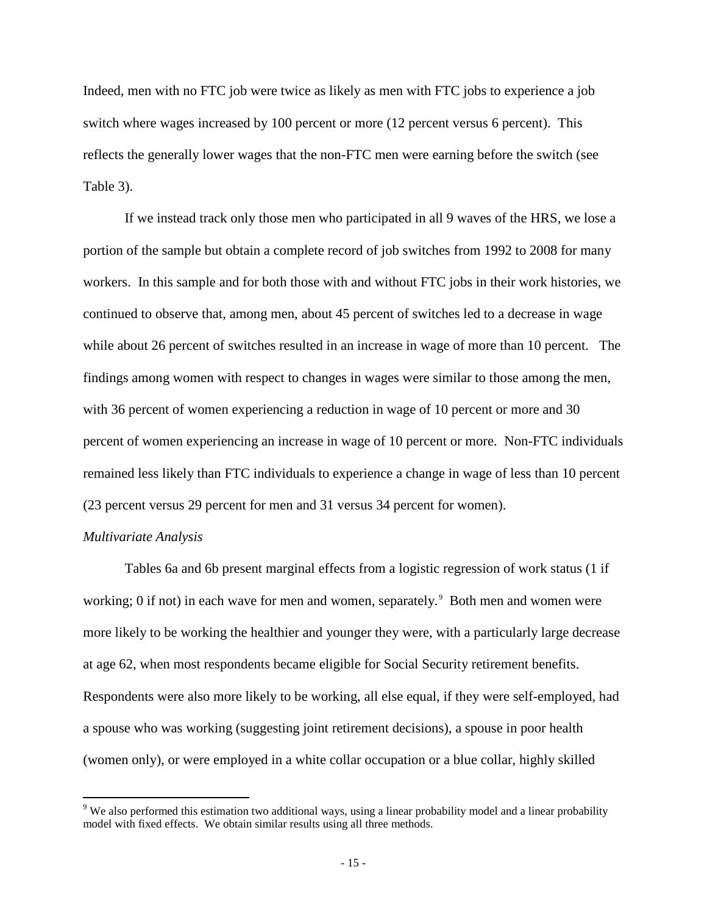Indeed, men with no FTC job were twice as likely as men with FTC jobs to experience a job switch where wages increased by 100 percent or more (12 percent versus 6 percent). This reflects the generally lower wages that the non-FTC men were earning before the switch (see Table 3).

If we instead track only those men who participated in all 9 waves of the HRS, we lose a portion of the sample but obtain a complete record of job switches from 1992 to 2008 for many workers. In this sample and for both those with and without FTC jobs in their work histories, we continued to observe that, among men, about 45 percent of switches led to a decrease in wage while about 26 percent of switches resulted in an increase in wage of more than 10 percent. The findings among women with respect to changes in wages were similar to those among the men, with 36 percent of women experiencing a reduction in wage of 10 percent or more and 30 percent of women experiencing an increase in wage of 10 percent or more. Non-FTC individuals remained less likely than FTC individuals to experience a change in wage of less than 10 percent (23 percent versus 29 percent for men and 31 versus 34 percent for women).

*Multivariate Analysis*

Tables 6a and 6b present marginal effects from a logistic regression of work status (1 if working; 0 if not) in each wave for men and women, separately.[9] Both men and women were more likely to be working the healthier and younger they were, with a particularly large decrease at age 62, when most respondents became eligible for Social Security retirement benefits. Respondents were also more likely to be working, all else equal, if they were self-employed, had a spouse who was working (suggesting joint retirement decisions), a spouse in poor health (women only), or were employed in a white collar occupation or a blue collar, highly skilled

[9] We also performed this estimation two additional ways, using a linear probability model and a linear probability model with fixed effects. We obtain similar results using all three methods.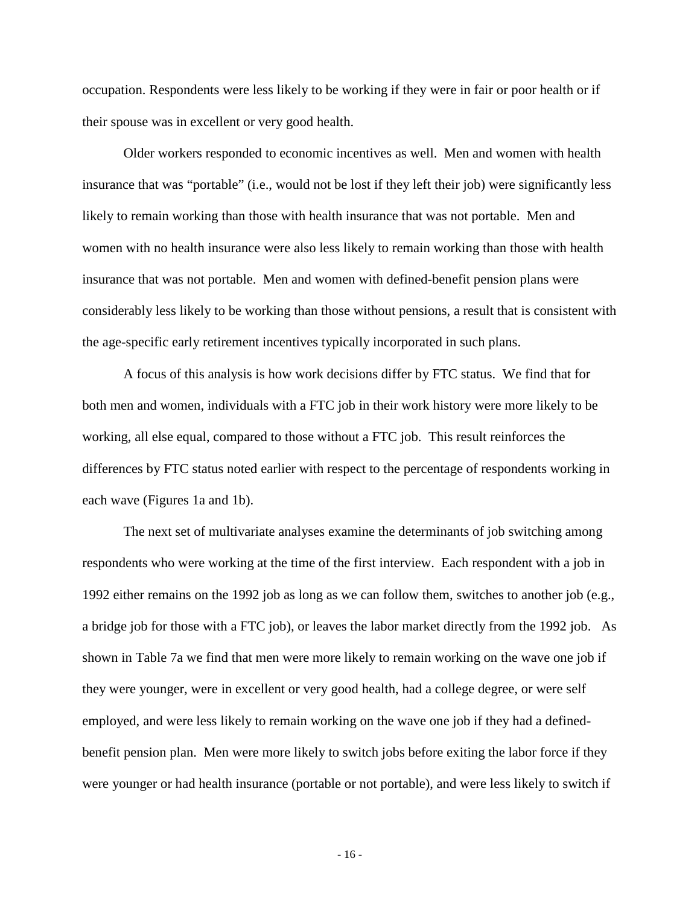occupation. Respondents were less likely to be working if they were in fair or poor health or if their spouse was in excellent or very good health.

Older workers responded to economic incentives as well. Men and women with health insurance that was "portable" (i.e., would not be lost if they left their job) were significantly less likely to remain working than those with health insurance that was not portable. Men and women with no health insurance were also less likely to remain working than those with health insurance that was not portable. Men and women with defined-benefit pension plans were considerably less likely to be working than those without pensions, a result that is consistent with the age-specific early retirement incentives typically incorporated in such plans.

A focus of this analysis is how work decisions differ by FTC status. We find that for both men and women, individuals with a FTC job in their work history were more likely to be working, all else equal, compared to those without a FTC job. This result reinforces the differences by FTC status noted earlier with respect to the percentage of respondents working in each wave (Figures 1a and 1b).

The next set of multivariate analyses examine the determinants of job switching among respondents who were working at the time of the first interview. Each respondent with a job in 1992 either remains on the 1992 job as long as we can follow them, switches to another job (e.g., a bridge job for those with a FTC job), or leaves the labor market directly from the 1992 job. As shown in Table 7a we find that men were more likely to remain working on the wave one job if they were younger, were in excellent or very good health, had a college degree, or were self employed, and were less likely to remain working on the wave one job if they had a defined-benefit pension plan. Men were more likely to switch jobs before exiting the labor force if they were younger or had health insurance (portable or not portable), and were less likely to switch if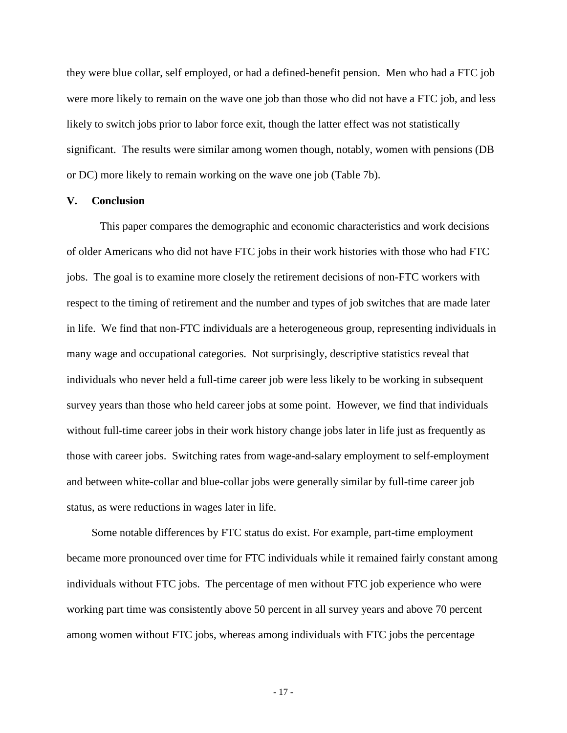they were blue collar, self employed, or had a defined-benefit pension. Men who had a FTC job were more likely to remain on the wave one job than those who did not have a FTC job, and less likely to switch jobs prior to labor force exit, though the latter effect was not statistically significant. The results were similar among women though, notably, women with pensions (DB or DC) more likely to remain working on the wave one job (Table 7b).

## V. Conclusion

This paper compares the demographic and economic characteristics and work decisions of older Americans who did not have FTC jobs in their work histories with those who had FTC jobs. The goal is to examine more closely the retirement decisions of non-FTC workers with respect to the timing of retirement and the number and types of job switches that are made later in life. We find that non-FTC individuals are a heterogeneous group, representing individuals in many wage and occupational categories. Not surprisingly, descriptive statistics reveal that individuals who never held a full-time career job were less likely to be working in subsequent survey years than those who held career jobs at some point. However, we find that individuals without full-time career jobs in their work history change jobs later in life just as frequently as those with career jobs. Switching rates from wage-and-salary employment to self-employment and between white-collar and blue-collar jobs were generally similar by full-time career job status, as were reductions in wages later in life.

Some notable differences by FTC status do exist. For example, part-time employment became more pronounced over time for FTC individuals while it remained fairly constant among individuals without FTC jobs. The percentage of men without FTC job experience who were working part time was consistently above 50 percent in all survey years and above 70 percent among women without FTC jobs, whereas among individuals with FTC jobs the percentage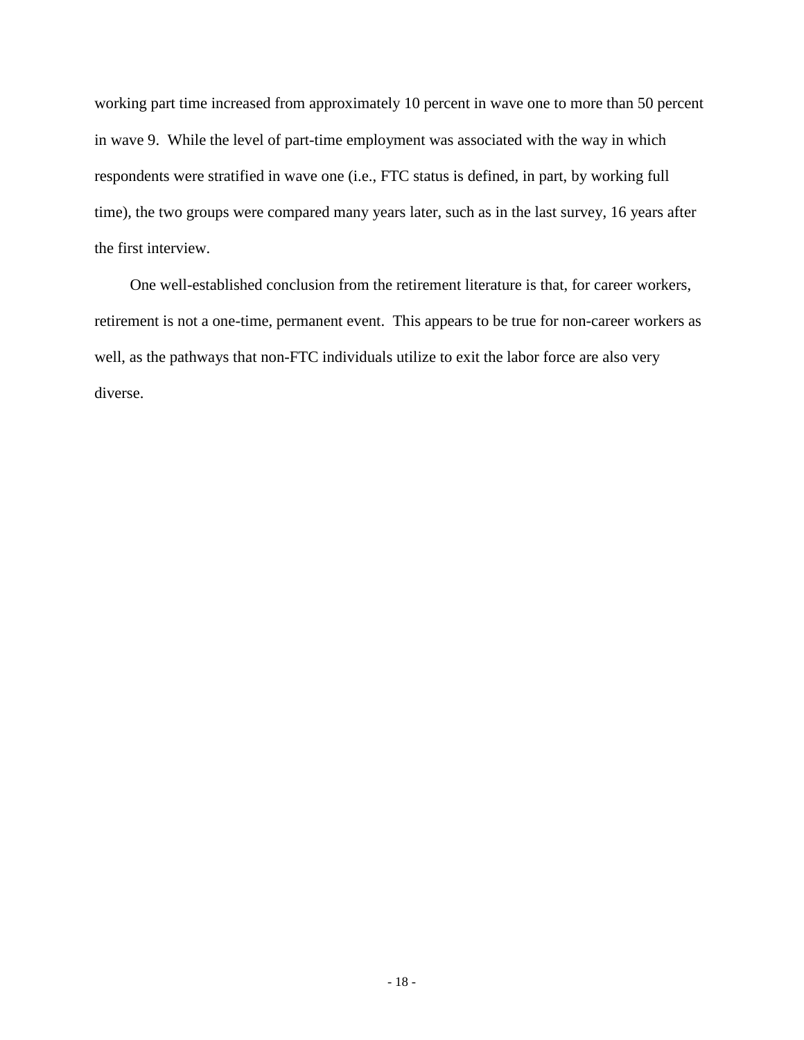working part time increased from approximately 10 percent in wave one to more than 50 percent in wave 9. While the level of part-time employment was associated with the way in which respondents were stratified in wave one (i.e., FTC status is defined, in part, by working full time), the two groups were compared many years later, such as in the last survey, 16 years after the first interview.

One well-established conclusion from the retirement literature is that, for career workers, retirement is not a one-time, permanent event. This appears to be true for non-career workers as well, as the pathways that non-FTC individuals utilize to exit the labor force are also very diverse.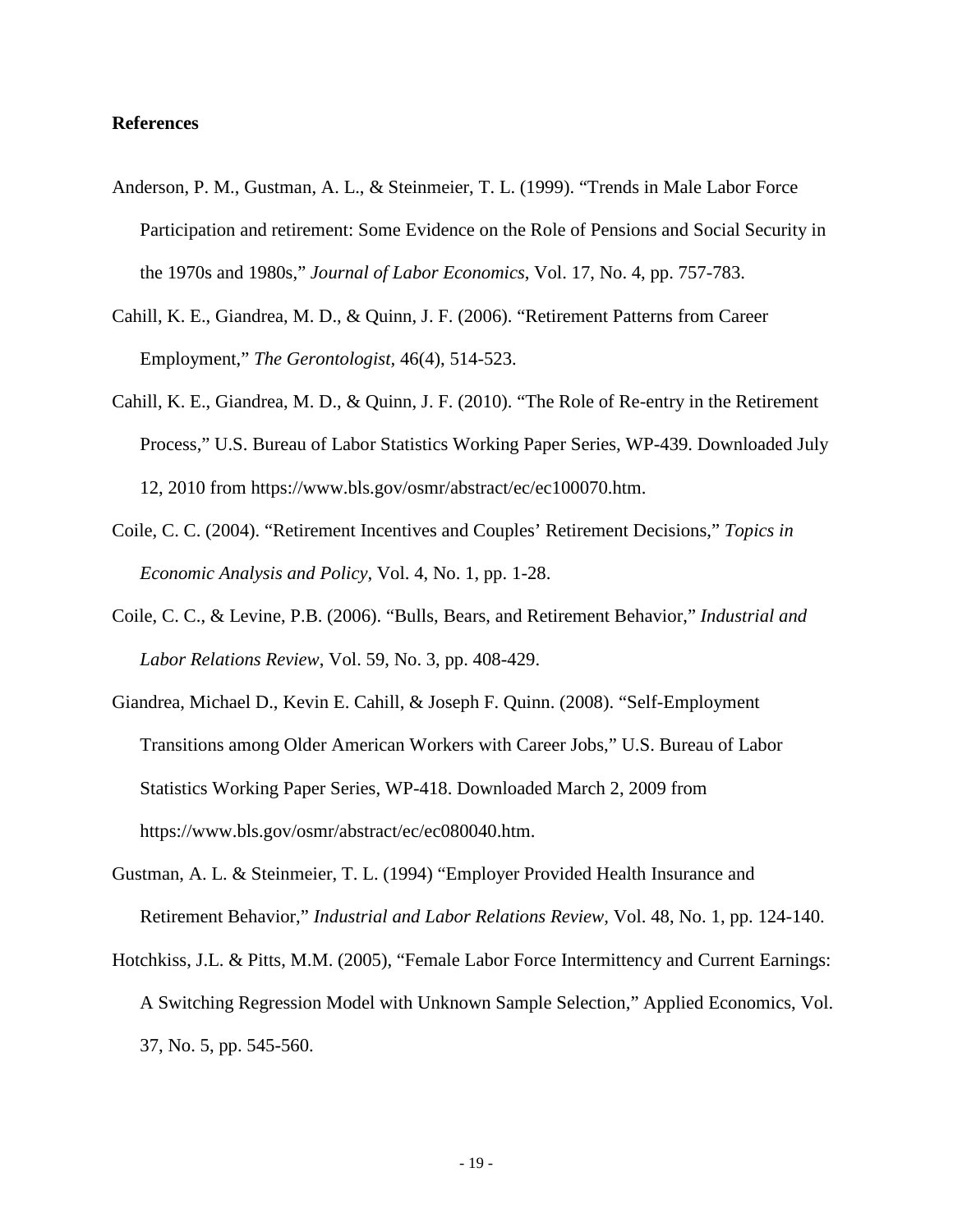**References**

Anderson, P. M., Gustman, A. L., & Steinmeier, T. L. (1999). "Trends in Male Labor Force Participation and retirement: Some Evidence on the Role of Pensions and Social Security in the 1970s and 1980s," *Journal of Labor Economics*, Vol. 17, No. 4, pp. 757-783.

Cahill, K. E., Giandrea, M. D., & Quinn, J. F. (2006). "Retirement Patterns from Career Employment," *The Gerontologist*, 46(4), 514-523.

Cahill, K. E., Giandrea, M. D., & Quinn, J. F. (2010). "The Role of Re-entry in the Retirement Process," U.S. Bureau of Labor Statistics Working Paper Series, WP-439. Downloaded July 12, 2010 from https://www.bls.gov/osmr/abstract/ec/ec100070.htm.

Coile, C. C. (2004). "Retirement Incentives and Couples' Retirement Decisions," *Topics in Economic Analysis and Policy*, Vol. 4, No. 1, pp. 1-28.

Coile, C. C., & Levine, P.B. (2006). "Bulls, Bears, and Retirement Behavior," *Industrial and Labor Relations Review*, Vol. 59, No. 3, pp. 408-429.

Giandrea, Michael D., Kevin E. Cahill, & Joseph F. Quinn. (2008). "Self-Employment Transitions among Older American Workers with Career Jobs," U.S. Bureau of Labor Statistics Working Paper Series, WP-418. Downloaded March 2, 2009 from https://www.bls.gov/osmr/abstract/ec/ec080040.htm.

Gustman, A. L. & Steinmeier, T. L. (1994) "Employer Provided Health Insurance and Retirement Behavior," *Industrial and Labor Relations Review*, Vol. 48, No. 1, pp. 124-140.

Hotchkiss, J.L. & Pitts, M.M. (2005), "Female Labor Force Intermittency and Current Earnings: A Switching Regression Model with Unknown Sample Selection," Applied Economics, Vol. 37, No. 5, pp. 545-560.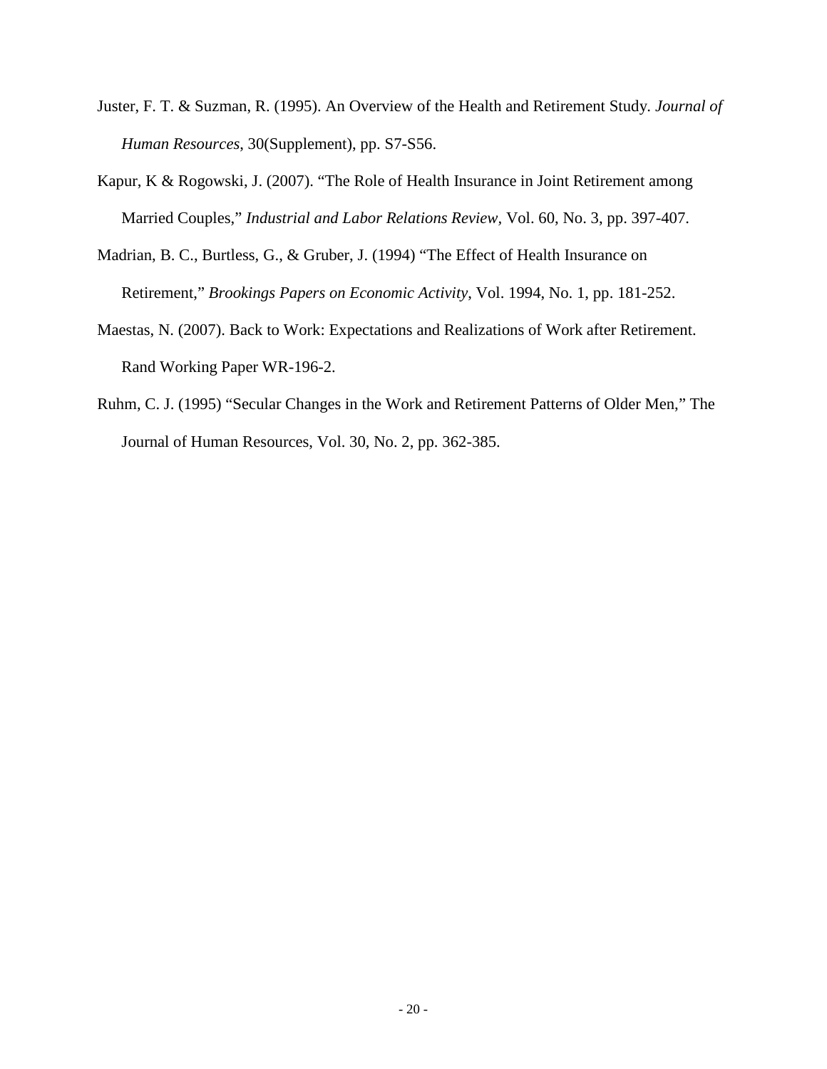Juster, F. T. & Suzman, R. (1995). An Overview of the Health and Retirement Study. *Journal of Human Resources*, 30(Supplement), pp. S7-S56.

Kapur, K & Rogowski, J. (2007). "The Role of Health Insurance in Joint Retirement among Married Couples," *Industrial and Labor Relations Review*, Vol. 60, No. 3, pp. 397-407.

Madrian, B. C., Burtless, G., & Gruber, J. (1994) "The Effect of Health Insurance on Retirement," *Brookings Papers on Economic Activity*, Vol. 1994, No. 1, pp. 181-252.

Maestas, N. (2007). Back to Work: Expectations and Realizations of Work after Retirement. Rand Working Paper WR-196-2.

Ruhm, C. J. (1995) "Secular Changes in the Work and Retirement Patterns of Older Men," The Journal of Human Resources, Vol. 30, No. 2, pp. 362-385.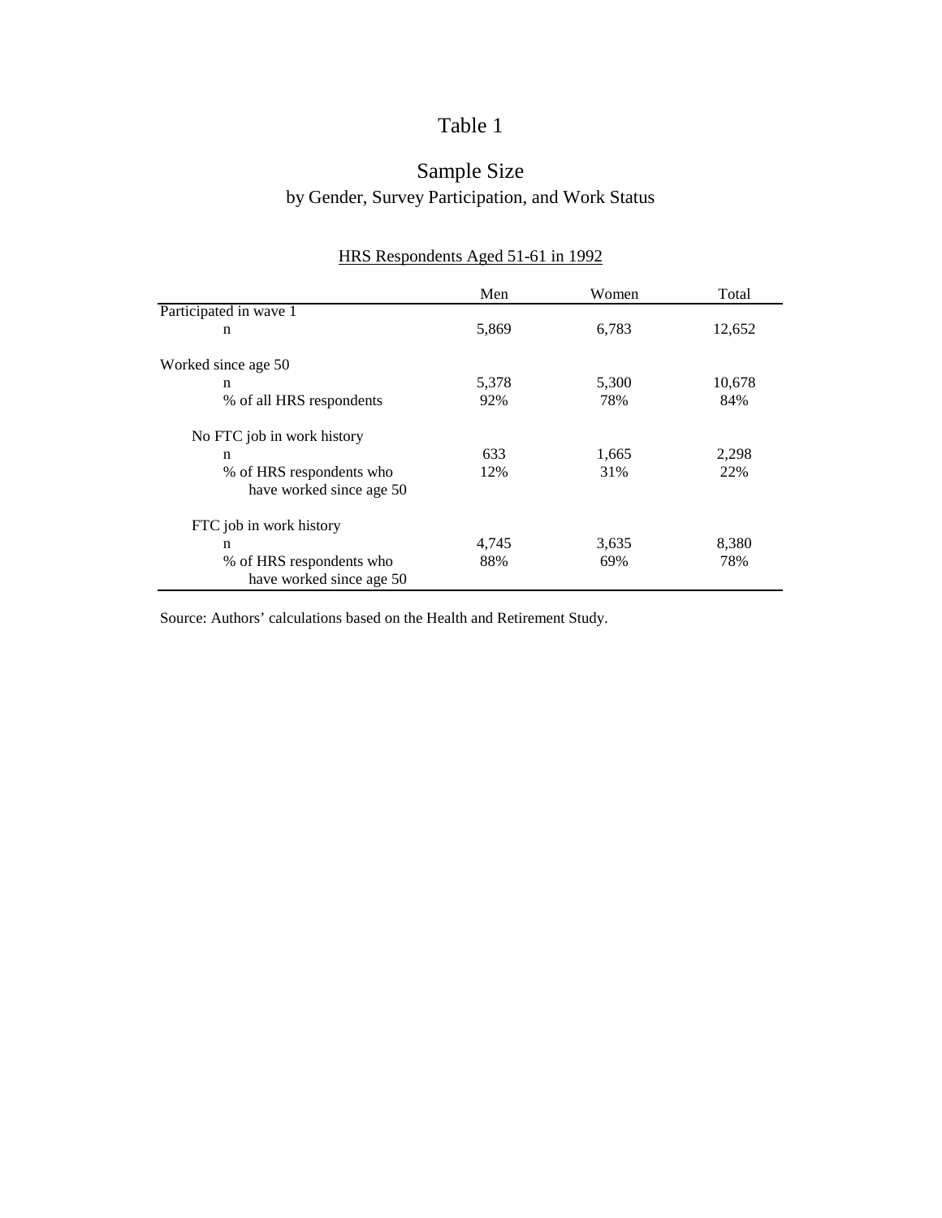# Table 1

## Sample Size

### by Gender, Survey Participation, and Work Status

HRS Respondents Aged 51-61 in 1992

| | Men | Women | Total |
|---|---|---|---|
| Participated in wave 1 | | | |
| n | 5,869 | 6,783 | 12,652 |
| Worked since age 50 | | | |
| n | 5,378 | 5,300 | 10,678 |
| % of all HRS respondents | 92% | 78% | 84% |
| No FTC job in work history | | | |
| n | 633 | 1,665 | 2,298 |
| % of HRS respondents who have worked since age 50 | 12% | 31% | 22% |
| FTC job in work history | | | |
| n | 4,745 | 3,635 | 8,380 |
| % of HRS respondents who have worked since age 50 | 88% | 69% | 78% |

Source: Authors' calculations based on the Health and Retirement Study.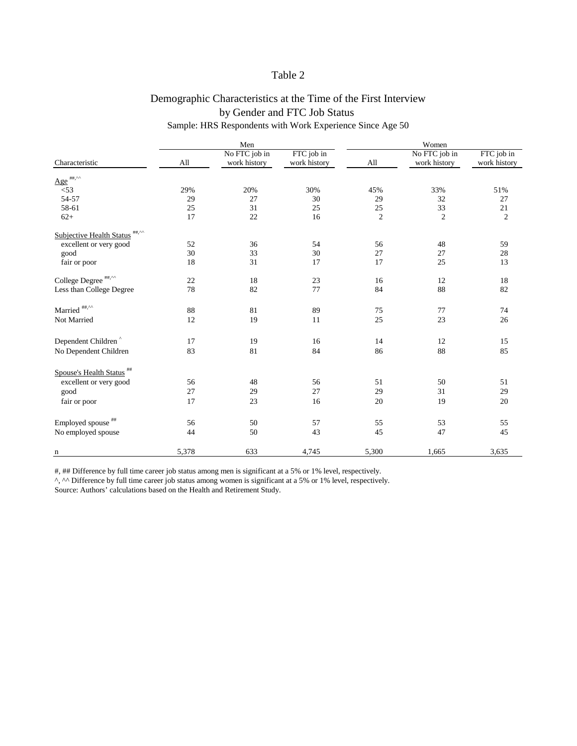# Table 2

## Demographic Characteristics at the Time of the First Interview by Gender and FTC Job Status

Sample: HRS Respondents with Work Experience Since Age 50

| Characteristic | Men | | | Women | | |
|---|---|---|---|---|---|---|
| | All | No FTC job in work history | FTC job in work history | All | No FTC job in work history | FTC job in work history |
| Age ##,^^ | | | | | | |
| <53 | 29% | 20% | 30% | 45% | 33% | 51% |
| 54-57 | 29 | 27 | 30 | 29 | 32 | 27 |
| 58-61 | 25 | 31 | 25 | 25 | 33 | 21 |
| 62+ | 17 | 22 | 16 | 2 | 2 | 2 |
| Subjective Health Status ##,^^ | | | | | | |
| excellent or very good | 52 | 36 | 54 | 56 | 48 | 59 |
| good | 30 | 33 | 30 | 27 | 27 | 28 |
| fair or poor | 18 | 31 | 17 | 17 | 25 | 13 |
| College Degree ##,^^ | 22 | 18 | 23 | 16 | 12 | 18 |
| Less than College Degree | 78 | 82 | 77 | 84 | 88 | 82 |
| Married ##,^^ | 88 | 81 | 89 | 75 | 77 | 74 |
| Not Married | 12 | 19 | 11 | 25 | 23 | 26 |
| Dependent Children ^ | 17 | 19 | 16 | 14 | 12 | 15 |
| No Dependent Children | 83 | 81 | 84 | 86 | 88 | 85 |
| Spouse's Health Status ## | | | | | | |
| excellent or very good | 56 | 48 | 56 | 51 | 50 | 51 |
| good | 27 | 29 | 27 | 29 | 31 | 29 |
| fair or poor | 17 | 23 | 16 | 20 | 19 | 20 |
| Employed spouse ## | 56 | 50 | 57 | 55 | 53 | 55 |
| No employed spouse | 44 | 50 | 43 | 45 | 47 | 45 |
| n | 5,378 | 633 | 4,745 | 5,300 | 1,665 | 3,635 |

#, ## Difference by full time career job status among men is significant at a 5% or 1% level, respectively.
^, ^^ Difference by full time career job status among women is significant at a 5% or 1% level, respectively.
Source: Authors' calculations based on the Health and Retirement Study.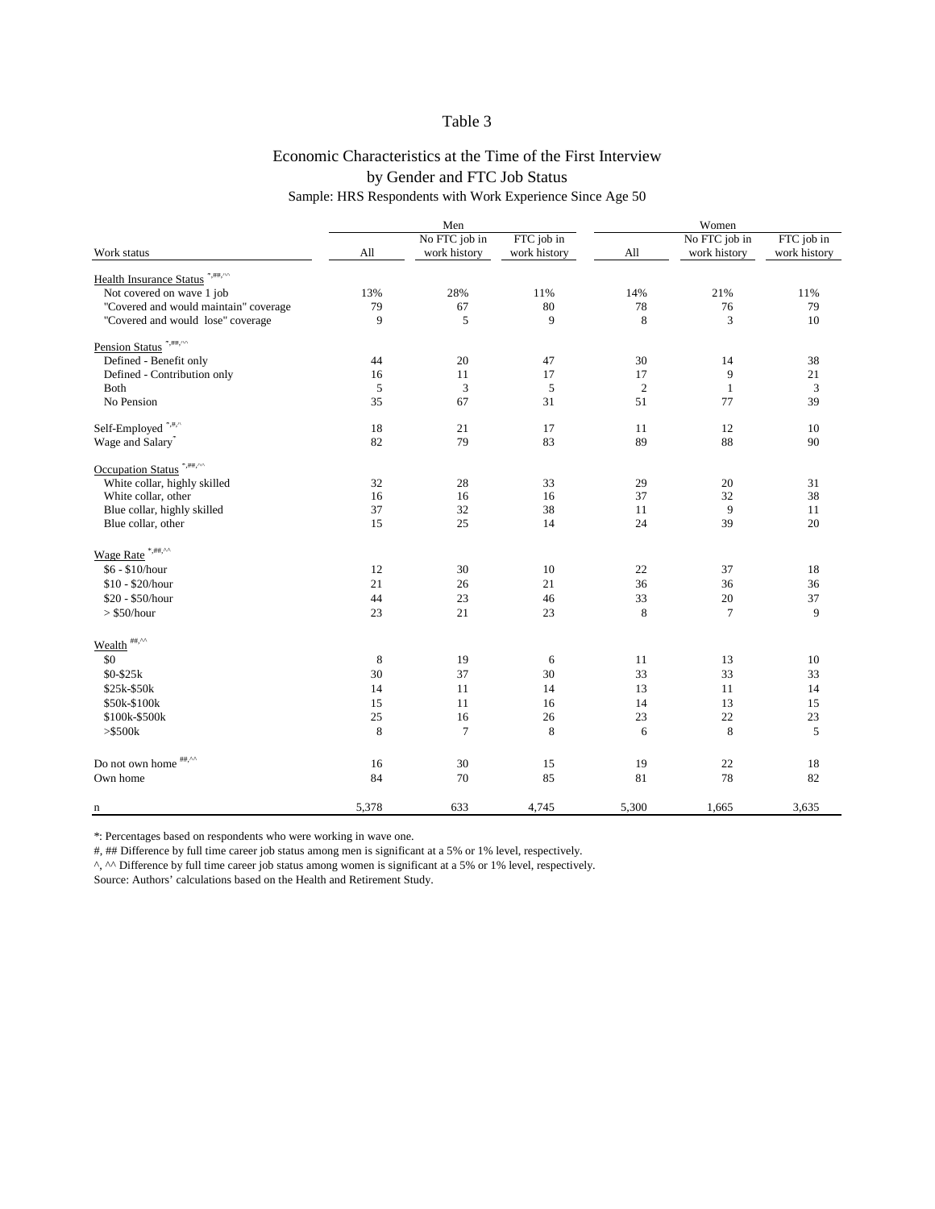# Table 3

## Economic Characteristics at the Time of the First Interview by Gender and FTC Job Status

Sample: HRS Respondents with Work Experience Since Age 50

| | Men | | | Women | | |
|---|---|---|---|---|---|---|
| Work status | All | No FTC job in work history | FTC job in work history | All | No FTC job in work history | FTC job in work history |
| Health Insurance Status *,##,^^ | | | | | | |
| Not covered on wave 1 job | 13% | 28% | 11% | 14% | 21% | 11% |
| "Covered and would maintain" coverage | 79 | 67 | 80 | 78 | 76 | 79 |
| "Covered and would lose" coverage | 9 | 5 | 9 | 8 | 3 | 10 |
| Pension Status *,##,^^ | | | | | | |
| Defined - Benefit only | 44 | 20 | 47 | 30 | 14 | 38 |
| Defined - Contribution only | 16 | 11 | 17 | 17 | 9 | 21 |
| Both | 5 | 3 | 5 | 2 | 1 | 3 |
| No Pension | 35 | 67 | 31 | 51 | 77 | 39 |
| Self-Employed *,#,^ | 18 | 21 | 17 | 11 | 12 | 10 |
| Wage and Salary* | 82 | 79 | 83 | 89 | 88 | 90 |
| Occupation Status *,##,^^ | | | | | | |
| White collar, highly skilled | 32 | 28 | 33 | 29 | 20 | 31 |
| White collar, other | 16 | 16 | 16 | 37 | 32 | 38 |
| Blue collar, highly skilled | 37 | 32 | 38 | 11 | 9 | 11 |
| Blue collar, other | 15 | 25 | 14 | 24 | 39 | 20 |
| Wage Rate *,##,^^ | | | | | | |
| $6 - $10/hour | 12 | 30 | 10 | 22 | 37 | 18 |
| $10 - $20/hour | 21 | 26 | 21 | 36 | 36 | 36 |
| $20 - $50/hour | 44 | 23 | 46 | 33 | 20 | 37 |
| > $50/hour | 23 | 21 | 23 | 8 | 7 | 9 |
| Wealth ##,^^ | | | | | | |
| $0 | 8 | 19 | 6 | 11 | 13 | 10 |
| $0-$25k | 30 | 37 | 30 | 33 | 33 | 33 |
| $25k-$50k | 14 | 11 | 14 | 13 | 11 | 14 |
| $50k-$100k | 15 | 11 | 16 | 14 | 13 | 15 |
| $100k-$500k | 25 | 16 | 26 | 23 | 22 | 23 |
| >$500k | 8 | 7 | 8 | 6 | 8 | 5 |
| Do not own home ##,^^ | 16 | 30 | 15 | 19 | 22 | 18 |
| Own home | 84 | 70 | 85 | 81 | 78 | 82 |
| n | 5,378 | 633 | 4,745 | 5,300 | 1,665 | 3,635 |

*: Percentages based on respondents who were working in wave one.

#, ## Difference by full time career job status among men is significant at a 5% or 1% level, respectively.

^, ^^ Difference by full time career job status among women is significant at a 5% or 1% level, respectively.

Source: Authors' calculations based on the Health and Retirement Study.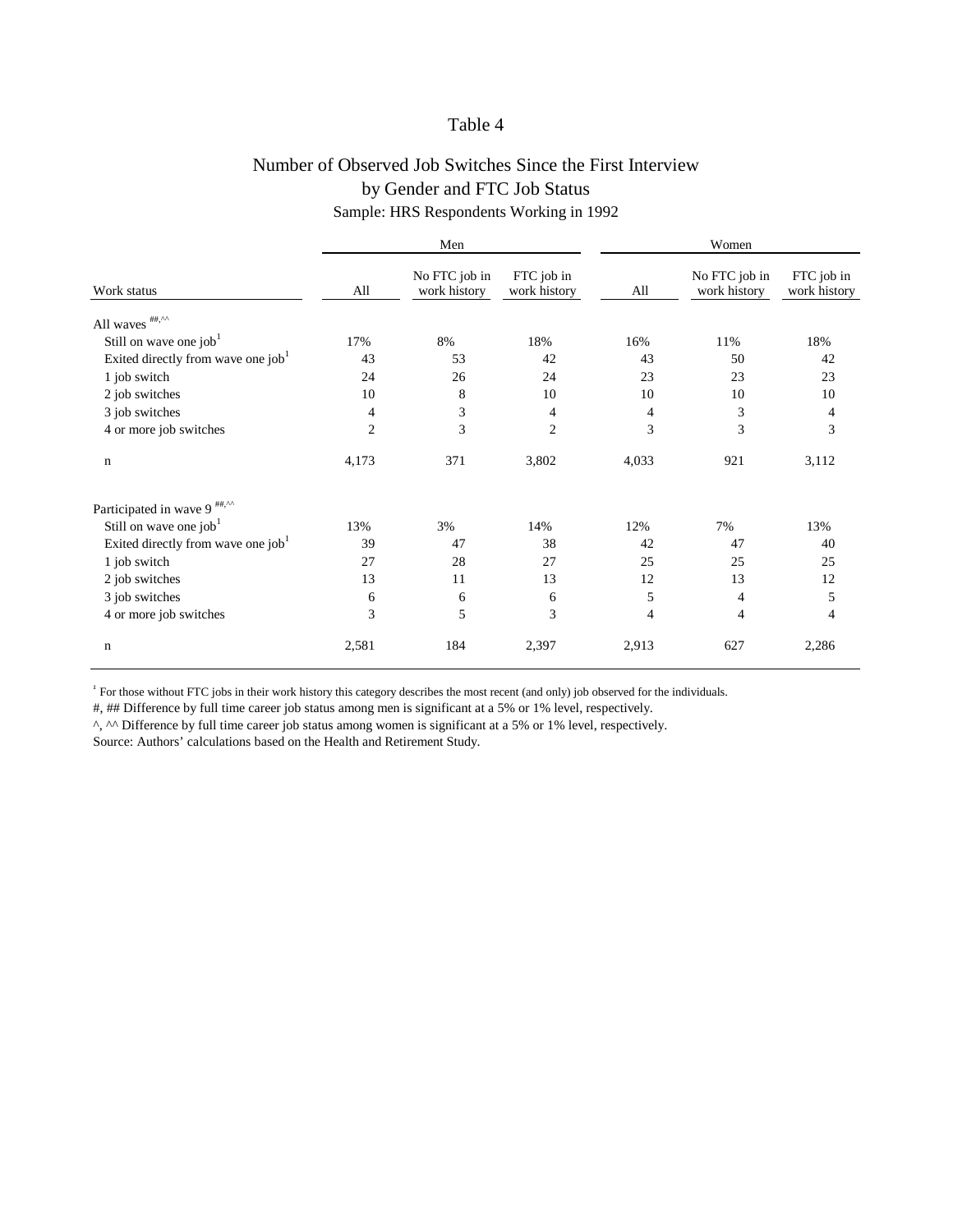# Table 4

## Number of Observed Job Switches Since the First Interview by Gender and FTC Job Status

Sample: HRS Respondents Working in 1992

| | Men | | | Women | | |
|---|---|---|---|---|---|---|
| Work status | All | No FTC job in work history | FTC job in work history | All | No FTC job in work history | FTC job in work history |
| All waves ##,^^ | | | | | | |
| Still on wave one job[1] | 17% | 8% | 18% | 16% | 11% | 18% |
| Exited directly from wave one job[1] | 43 | 53 | 42 | 43 | 50 | 42 |
| 1 job switch | 24 | 26 | 24 | 23 | 23 | 23 |
| 2 job switches | 10 | 8 | 10 | 10 | 10 | 10 |
| 3 job switches | 4 | 3 | 4 | 4 | 3 | 4 |
| 4 or more job switches | 2 | 3 | 2 | 3 | 3 | 3 |
| n | 4,173 | 371 | 3,802 | 4,033 | 921 | 3,112 |
| Participated in wave 9 ##,^^ | | | | | | |
| Still on wave one job[1] | 13% | 3% | 14% | 12% | 7% | 13% |
| Exited directly from wave one job[1] | 39 | 47 | 38 | 42 | 47 | 40 |
| 1 job switch | 27 | 28 | 27 | 25 | 25 | 25 |
| 2 job switches | 13 | 11 | 13 | 12 | 13 | 12 |
| 3 job switches | 6 | 6 | 6 | 5 | 4 | 5 |
| 4 or more job switches | 3 | 5 | 3 | 4 | 4 | 4 |
| n | 2,581 | 184 | 2,397 | 2,913 | 627 | 2,286 |

[1] For those without FTC jobs in their work history this category describes the most recent (and only) job observed for the individuals.

#, ## Difference by full time career job status among men is significant at a 5% or 1% level, respectively.

^, ^^ Difference by full time career job status among women is significant at a 5% or 1% level, respectively.

Source: Authors' calculations based on the Health and Retirement Study.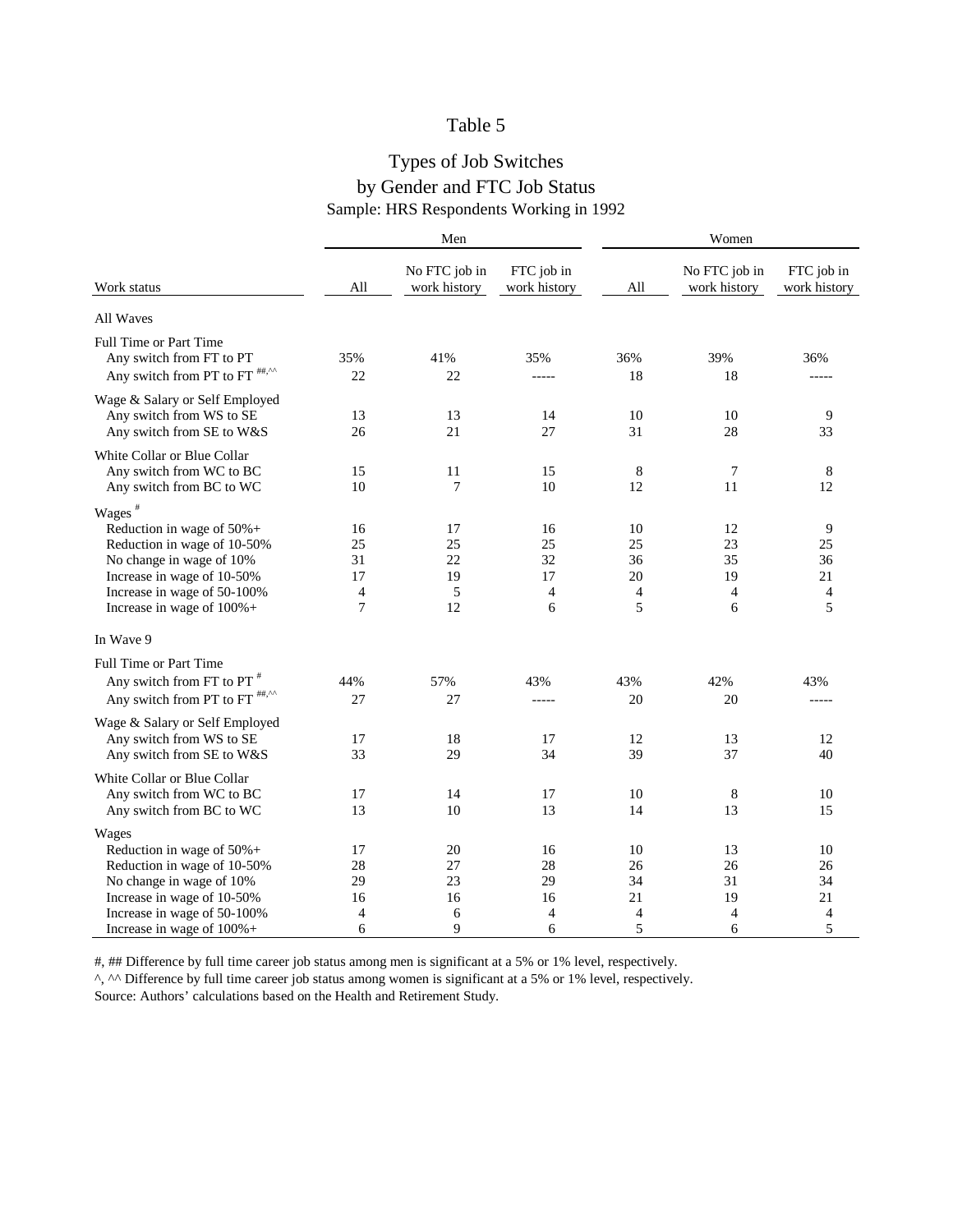# Table 5

## Types of Job Switches
## by Gender and FTC Job Status

Sample: HRS Respondents Working in 1992

| | Men | | | Women | | |
|---|---|---|---|---|---|---|
| Work status | All | No FTC job in work history | FTC job in work history | All | No FTC job in work history | FTC job in work history |
| **All Waves** | | | | | | |
| Full Time or Part Time | | | | | | |
| Any switch from FT to PT | 35% | 41% | 35% | 36% | 39% | 36% |
| Any switch from PT to FT ##,^^ | 22 | 22 | ----- | 18 | 18 | ----- |
| Wage & Salary or Self Employed | | | | | | |
| Any switch from WS to SE | 13 | 13 | 14 | 10 | 10 | 9 |
| Any switch from SE to W&S | 26 | 21 | 27 | 31 | 28 | 33 |
| White Collar or Blue Collar | | | | | | |
| Any switch from WC to BC | 15 | 11 | 15 | 8 | 7 | 8 |
| Any switch from BC to WC | 10 | 7 | 10 | 12 | 11 | 12 |
| Wages # | | | | | | |
| Reduction in wage of 50%+ | 16 | 17 | 16 | 10 | 12 | 9 |
| Reduction in wage of 10-50% | 25 | 25 | 25 | 25 | 23 | 25 |
| No change in wage of 10% | 31 | 22 | 32 | 36 | 35 | 36 |
| Increase in wage of 10-50% | 17 | 19 | 17 | 20 | 19 | 21 |
| Increase in wage of 50-100% | 4 | 5 | 4 | 4 | 4 | 4 |
| Increase in wage of 100%+ | 7 | 12 | 6 | 5 | 6 | 5 |
| **In Wave 9** | | | | | | |
| Full Time or Part Time | | | | | | |
| Any switch from FT to PT # | 44% | 57% | 43% | 43% | 42% | 43% |
| Any switch from PT to FT ##,^^ | 27 | 27 | ----- | 20 | 20 | ----- |
| Wage & Salary or Self Employed | | | | | | |
| Any switch from WS to SE | 17 | 18 | 17 | 12 | 13 | 12 |
| Any switch from SE to W&S | 33 | 29 | 34 | 39 | 37 | 40 |
| White Collar or Blue Collar | | | | | | |
| Any switch from WC to BC | 17 | 14 | 17 | 10 | 8 | 10 |
| Any switch from BC to WC | 13 | 10 | 13 | 14 | 13 | 15 |
| Wages | | | | | | |
| Reduction in wage of 50%+ | 17 | 20 | 16 | 10 | 13 | 10 |
| Reduction in wage of 10-50% | 28 | 27 | 28 | 26 | 26 | 26 |
| No change in wage of 10% | 29 | 23 | 29 | 34 | 31 | 34 |
| Increase in wage of 10-50% | 16 | 16 | 16 | 21 | 19 | 21 |
| Increase in wage of 50-100% | 4 | 6 | 4 | 4 | 4 | 4 |
| Increase in wage of 100%+ | 6 | 9 | 6 | 5 | 6 | 5 |

#, ## Difference by full time career job status among men is significant at a 5% or 1% level, respectively.
^, ^^ Difference by full time career job status among women is significant at a 5% or 1% level, respectively.
Source: Authors' calculations based on the Health and Retirement Study.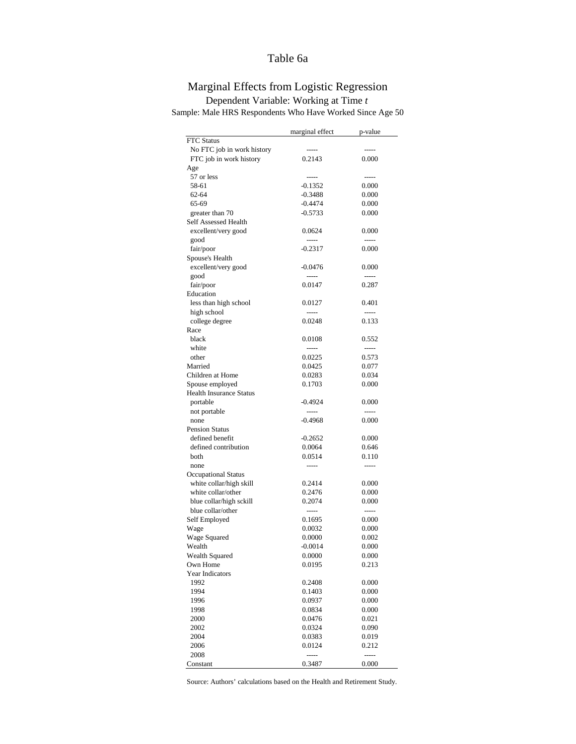# Table 6a

## Marginal Effects from Logistic Regression

Dependent Variable: Working at Time *t*

Sample: Male HRS Respondents Who Have Worked Since Age 50

| | marginal effect | p-value |
|---|---|---|
| FTC Status | | |
| No FTC job in work history | ----- | ----- |
| FTC job in work history | 0.2143 | 0.000 |
| Age | | |
| 57 or less | ----- | ----- |
| 58-61 | -0.1352 | 0.000 |
| 62-64 | -0.3488 | 0.000 |
| 65-69 | -0.4474 | 0.000 |
| greater than 70 | -0.5733 | 0.000 |
| Self Assessed Health | | |
| excellent/very good | 0.0624 | 0.000 |
| good | ----- | ----- |
| fair/poor | -0.2317 | 0.000 |
| Spouse's Health | | |
| excellent/very good | -0.0476 | 0.000 |
| good | ----- | ----- |
| fair/poor | 0.0147 | 0.287 |
| Education | | |
| less than high school | 0.0127 | 0.401 |
| high school | ----- | ----- |
| college degree | 0.0248 | 0.133 |
| Race | | |
| black | 0.0108 | 0.552 |
| white | ----- | ----- |
| other | 0.0225 | 0.573 |
| Married | 0.0425 | 0.077 |
| Children at Home | 0.0283 | 0.034 |
| Spouse employed | 0.1703 | 0.000 |
| Health Insurance Status | | |
| portable | -0.4924 | 0.000 |
| not portable | ----- | ----- |
| none | -0.4968 | 0.000 |
| Pension Status | | |
| defined benefit | -0.2652 | 0.000 |
| defined contribution | 0.0064 | 0.646 |
| both | 0.0514 | 0.110 |
| none | ----- | ----- |
| Occupational Status | | |
| white collar/high skill | 0.2414 | 0.000 |
| white collar/other | 0.2476 | 0.000 |
| blue collar/high sckill | 0.2074 | 0.000 |
| blue collar/other | ----- | ----- |
| Self Employed | 0.1695 | 0.000 |
| Wage | 0.0032 | 0.000 |
| Wage Squared | 0.0000 | 0.002 |
| Wealth | -0.0014 | 0.000 |
| Wealth Squared | 0.0000 | 0.000 |
| Own Home | 0.0195 | 0.213 |
| Year Indicators | | |
| 1992 | 0.2408 | 0.000 |
| 1994 | 0.1403 | 0.000 |
| 1996 | 0.0937 | 0.000 |
| 1998 | 0.0834 | 0.000 |
| 2000 | 0.0476 | 0.021 |
| 2002 | 0.0324 | 0.090 |
| 2004 | 0.0383 | 0.019 |
| 2006 | 0.0124 | 0.212 |
| 2008 | ----- | ----- |
| Constant | 0.3487 | 0.000 |

Source: Authors' calculations based on the Health and Retirement Study.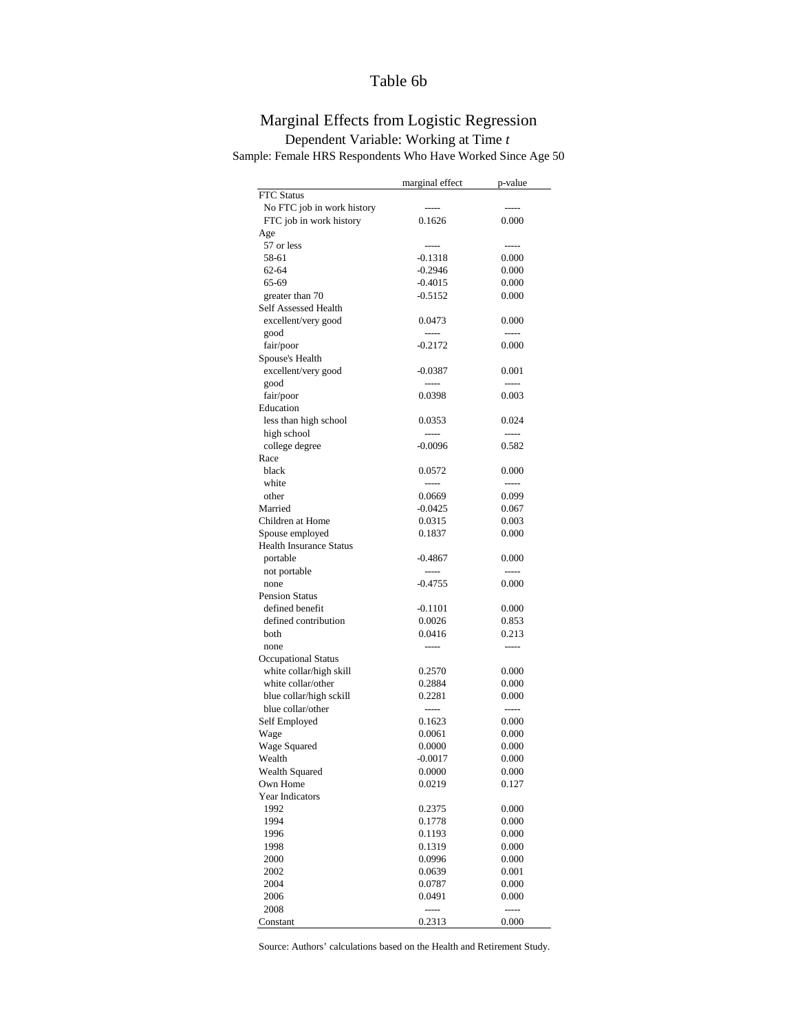# Table 6b

## Marginal Effects from Logistic Regression

Dependent Variable: Working at Time *t*

Sample: Female HRS Respondents Who Have Worked Since Age 50

| | marginal effect | p-value |
|---|---|---|
| FTC Status | | |
| No FTC job in work history | ----- | ----- |
| FTC job in work history | 0.1626 | 0.000 |
| Age | | |
| 57 or less | ----- | ----- |
| 58-61 | -0.1318 | 0.000 |
| 62-64 | -0.2946 | 0.000 |
| 65-69 | -0.4015 | 0.000 |
| greater than 70 | -0.5152 | 0.000 |
| Self Assessed Health | | |
| excellent/very good | 0.0473 | 0.000 |
| good | ----- | ----- |
| fair/poor | -0.2172 | 0.000 |
| Spouse's Health | | |
| excellent/very good | -0.0387 | 0.001 |
| good | ----- | ----- |
| fair/poor | 0.0398 | 0.003 |
| Education | | |
| less than high school | 0.0353 | 0.024 |
| high school | ----- | ----- |
| college degree | -0.0096 | 0.582 |
| Race | | |
| black | 0.0572 | 0.000 |
| white | ----- | ----- |
| other | 0.0669 | 0.099 |
| Married | -0.0425 | 0.067 |
| Children at Home | 0.0315 | 0.003 |
| Spouse employed | 0.1837 | 0.000 |
| Health Insurance Status | | |
| portable | -0.4867 | 0.000 |
| not portable | ----- | ----- |
| none | -0.4755 | 0.000 |
| Pension Status | | |
| defined benefit | -0.1101 | 0.000 |
| defined contribution | 0.0026 | 0.853 |
| both | 0.0416 | 0.213 |
| none | ----- | ----- |
| Occupational Status | | |
| white collar/high skill | 0.2570 | 0.000 |
| white collar/other | 0.2884 | 0.000 |
| blue collar/high sckill | 0.2281 | 0.000 |
| blue collar/other | ----- | ----- |
| Self Employed | 0.1623 | 0.000 |
| Wage | 0.0061 | 0.000 |
| Wage Squared | 0.0000 | 0.000 |
| Wealth | -0.0017 | 0.000 |
| Wealth Squared | 0.0000 | 0.000 |
| Own Home | 0.0219 | 0.127 |
| Year Indicators | | |
| 1992 | 0.2375 | 0.000 |
| 1994 | 0.1778 | 0.000 |
| 1996 | 0.1193 | 0.000 |
| 1998 | 0.1319 | 0.000 |
| 2000 | 0.0996 | 0.000 |
| 2002 | 0.0639 | 0.001 |
| 2004 | 0.0787 | 0.000 |
| 2006 | 0.0491 | 0.000 |
| 2008 | ----- | ----- |
| Constant | 0.2313 | 0.000 |

Source: Authors' calculations based on the Health and Retirement Study.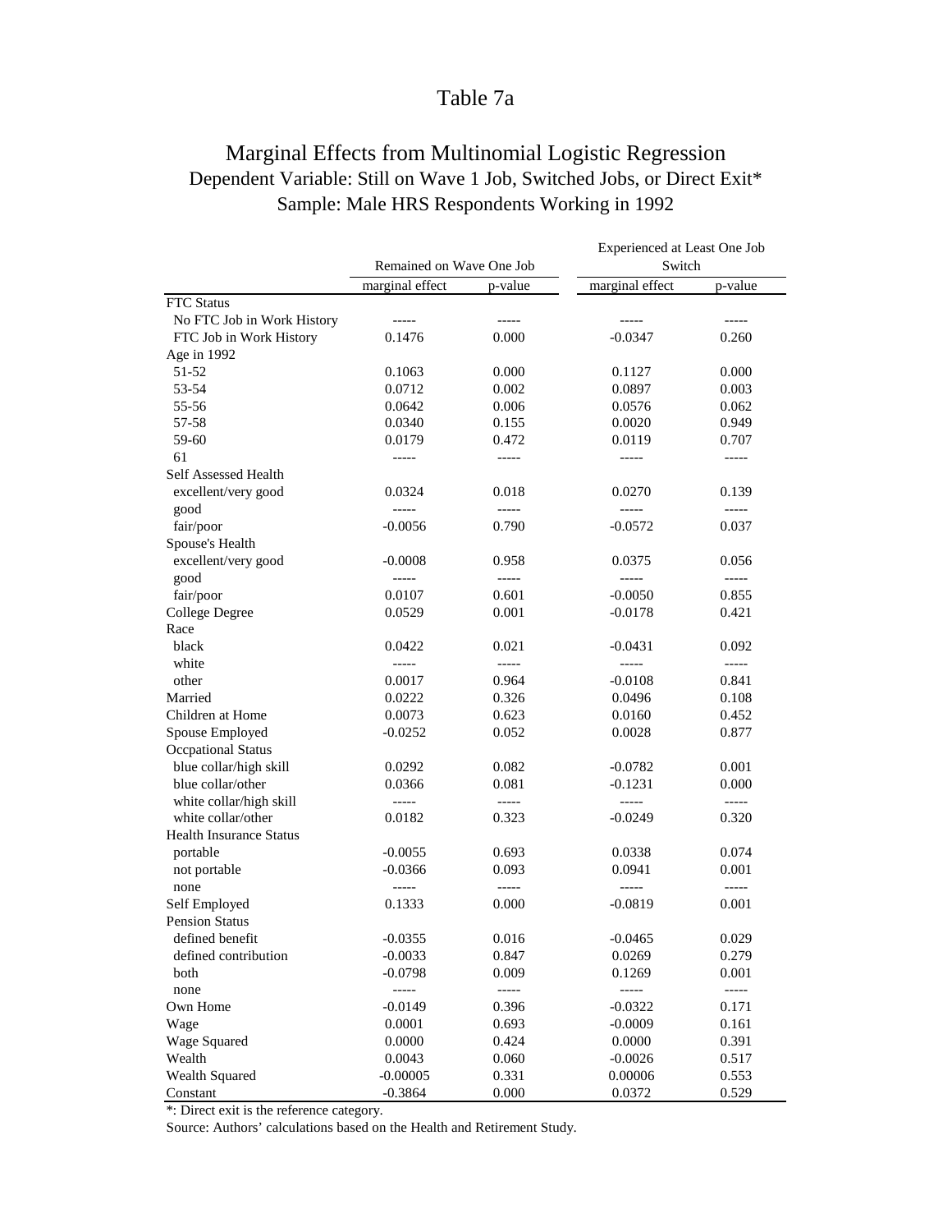# Table 7a

## Marginal Effects from Multinomial Logistic Regression

Dependent Variable: Still on Wave 1 Job, Switched Jobs, or Direct Exit*

Sample: Male HRS Respondents Working in 1992

| | Remained on Wave One Job | | Experienced at Least One Job Switch | |
|---|---|---|---|---|
| | marginal effect | p-value | marginal effect | p-value |
| FTC Status | | | | |
| No FTC Job in Work History | ----- | ----- | ----- | ----- |
| FTC Job in Work History | 0.1476 | 0.000 | -0.0347 | 0.260 |
| Age in 1992 | | | | |
| 51-52 | 0.1063 | 0.000 | 0.1127 | 0.000 |
| 53-54 | 0.0712 | 0.002 | 0.0897 | 0.003 |
| 55-56 | 0.0642 | 0.006 | 0.0576 | 0.062 |
| 57-58 | 0.0340 | 0.155 | 0.0020 | 0.949 |
| 59-60 | 0.0179 | 0.472 | 0.0119 | 0.707 |
| 61 | ----- | ----- | ----- | ----- |
| Self Assessed Health | | | | |
| excellent/very good | 0.0324 | 0.018 | 0.0270 | 0.139 |
| good | ----- | ----- | ----- | ----- |
| fair/poor | -0.0056 | 0.790 | -0.0572 | 0.037 |
| Spouse's Health | | | | |
| excellent/very good | -0.0008 | 0.958 | 0.0375 | 0.056 |
| good | ----- | ----- | ----- | ----- |
| fair/poor | 0.0107 | 0.601 | -0.0050 | 0.855 |
| College Degree | 0.0529 | 0.001 | -0.0178 | 0.421 |
| Race | | | | |
| black | 0.0422 | 0.021 | -0.0431 | 0.092 |
| white | ----- | ----- | ----- | ----- |
| other | 0.0017 | 0.964 | -0.0108 | 0.841 |
| Married | 0.0222 | 0.326 | 0.0496 | 0.108 |
| Children at Home | 0.0073 | 0.623 | 0.0160 | 0.452 |
| Spouse Employed | -0.0252 | 0.052 | 0.0028 | 0.877 |
| Occpational Status | | | | |
| blue collar/high skill | 0.0292 | 0.082 | -0.0782 | 0.001 |
| blue collar/other | 0.0366 | 0.081 | -0.1231 | 0.000 |
| white collar/high skill | ----- | ----- | ----- | ----- |
| white collar/other | 0.0182 | 0.323 | -0.0249 | 0.320 |
| Health Insurance Status | | | | |
| portable | -0.0055 | 0.693 | 0.0338 | 0.074 |
| not portable | -0.0366 | 0.093 | 0.0941 | 0.001 |
| none | ----- | ----- | ----- | ----- |
| Self Employed | 0.1333 | 0.000 | -0.0819 | 0.001 |
| Pension Status | | | | |
| defined benefit | -0.0355 | 0.016 | -0.0465 | 0.029 |
| defined contribution | -0.0033 | 0.847 | 0.0269 | 0.279 |
| both | -0.0798 | 0.009 | 0.1269 | 0.001 |
| none | ----- | ----- | ----- | ----- |
| Own Home | -0.0149 | 0.396 | -0.0322 | 0.171 |
| Wage | 0.0001 | 0.693 | -0.0009 | 0.161 |
| Wage Squared | 0.0000 | 0.424 | 0.0000 | 0.391 |
| Wealth | 0.0043 | 0.060 | -0.0026 | 0.517 |
| Wealth Squared | -0.00005 | 0.331 | 0.00006 | 0.553 |
| Constant | -0.3864 | 0.000 | 0.0372 | 0.529 |

*: Direct exit is the reference category.

Source: Authors' calculations based on the Health and Retirement Study.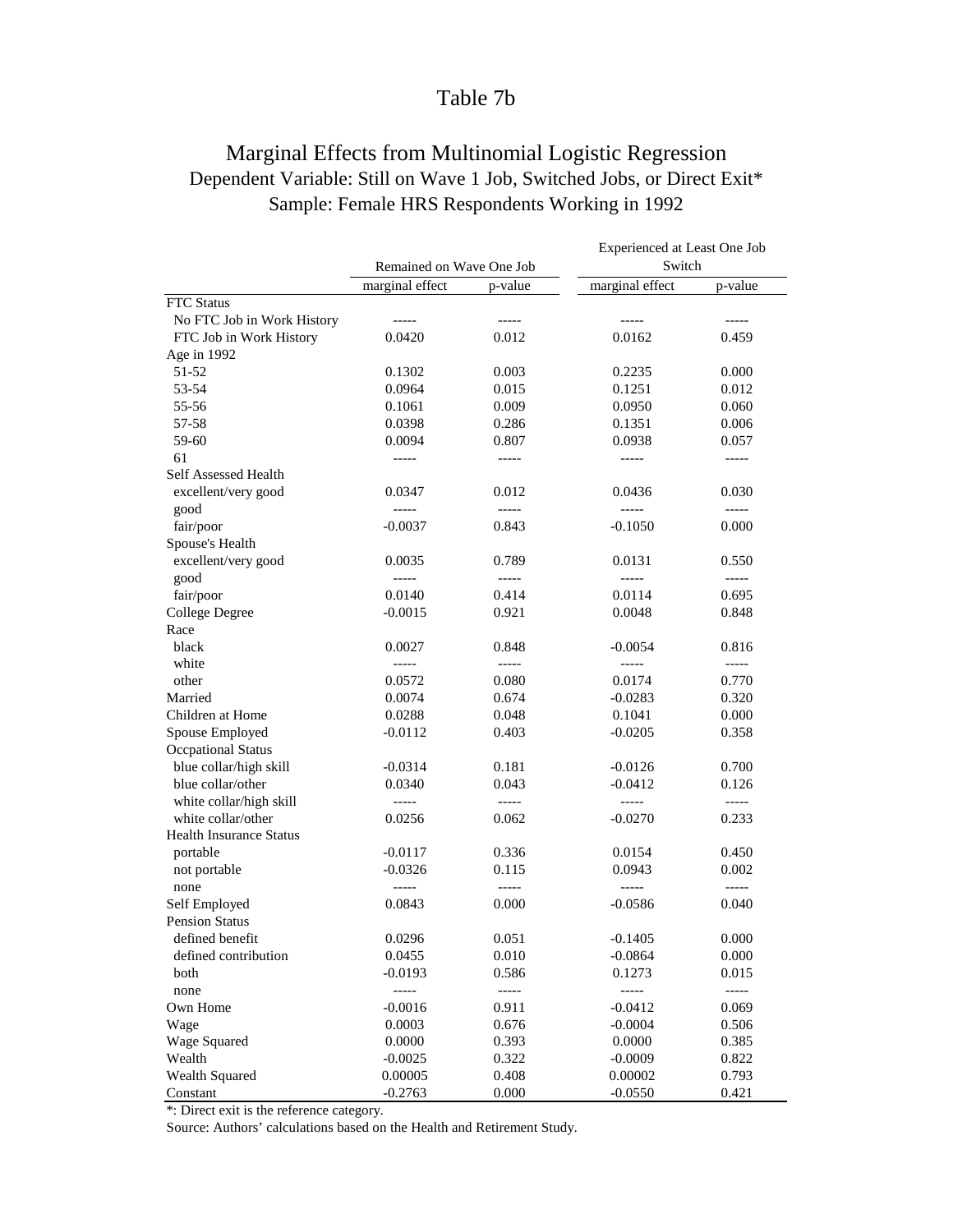# Table 7b

## Marginal Effects from Multinomial Logistic Regression
### Dependent Variable: Still on Wave 1 Job, Switched Jobs, or Direct Exit*
### Sample: Female HRS Respondents Working in 1992

| | Remained on Wave One Job | | Experienced at Least One Job Switch | |
|---|---|---|---|---|
| | marginal effect | p-value | marginal effect | p-value |
| FTC Status | | | | |
| No FTC Job in Work History | ----- | ----- | ----- | ----- |
| FTC Job in Work History | 0.0420 | 0.012 | 0.0162 | 0.459 |
| Age in 1992 | | | | |
| 51-52 | 0.1302 | 0.003 | 0.2235 | 0.000 |
| 53-54 | 0.0964 | 0.015 | 0.1251 | 0.012 |
| 55-56 | 0.1061 | 0.009 | 0.0950 | 0.060 |
| 57-58 | 0.0398 | 0.286 | 0.1351 | 0.006 |
| 59-60 | 0.0094 | 0.807 | 0.0938 | 0.057 |
| 61 | ----- | ----- | ----- | ----- |
| Self Assessed Health | | | | |
| excellent/very good | 0.0347 | 0.012 | 0.0436 | 0.030 |
| good | ----- | ----- | ----- | ----- |
| fair/poor | -0.0037 | 0.843 | -0.1050 | 0.000 |
| Spouse's Health | | | | |
| excellent/very good | 0.0035 | 0.789 | 0.0131 | 0.550 |
| good | ----- | ----- | ----- | ----- |
| fair/poor | 0.0140 | 0.414 | 0.0114 | 0.695 |
| College Degree | -0.0015 | 0.921 | 0.0048 | 0.848 |
| Race | | | | |
| black | 0.0027 | 0.848 | -0.0054 | 0.816 |
| white | ----- | ----- | ----- | ----- |
| other | 0.0572 | 0.080 | 0.0174 | 0.770 |
| Married | 0.0074 | 0.674 | -0.0283 | 0.320 |
| Children at Home | 0.0288 | 0.048 | 0.1041 | 0.000 |
| Spouse Employed | -0.0112 | 0.403 | -0.0205 | 0.358 |
| Occpational Status | | | | |
| blue collar/high skill | -0.0314 | 0.181 | -0.0126 | 0.700 |
| blue collar/other | 0.0340 | 0.043 | -0.0412 | 0.126 |
| white collar/high skill | ----- | ----- | ----- | ----- |
| white collar/other | 0.0256 | 0.062 | -0.0270 | 0.233 |
| Health Insurance Status | | | | |
| portable | -0.0117 | 0.336 | 0.0154 | 0.450 |
| not portable | -0.0326 | 0.115 | 0.0943 | 0.002 |
| none | ----- | ----- | ----- | ----- |
| Self Employed | 0.0843 | 0.000 | -0.0586 | 0.040 |
| Pension Status | | | | |
| defined benefit | 0.0296 | 0.051 | -0.1405 | 0.000 |
| defined contribution | 0.0455 | 0.010 | -0.0864 | 0.000 |
| both | -0.0193 | 0.586 | 0.1273 | 0.015 |
| none | ----- | ----- | ----- | ----- |
| Own Home | -0.0016 | 0.911 | -0.0412 | 0.069 |
| Wage | 0.0003 | 0.676 | -0.0004 | 0.506 |
| Wage Squared | 0.0000 | 0.393 | 0.0000 | 0.385 |
| Wealth | -0.0025 | 0.322 | -0.0009 | 0.822 |
| Wealth Squared | 0.00005 | 0.408 | 0.00002 | 0.793 |
| Constant | -0.2763 | 0.000 | -0.0550 | 0.421 |

*: Direct exit is the reference category.

Source: Authors' calculations based on the Health and Retirement Study.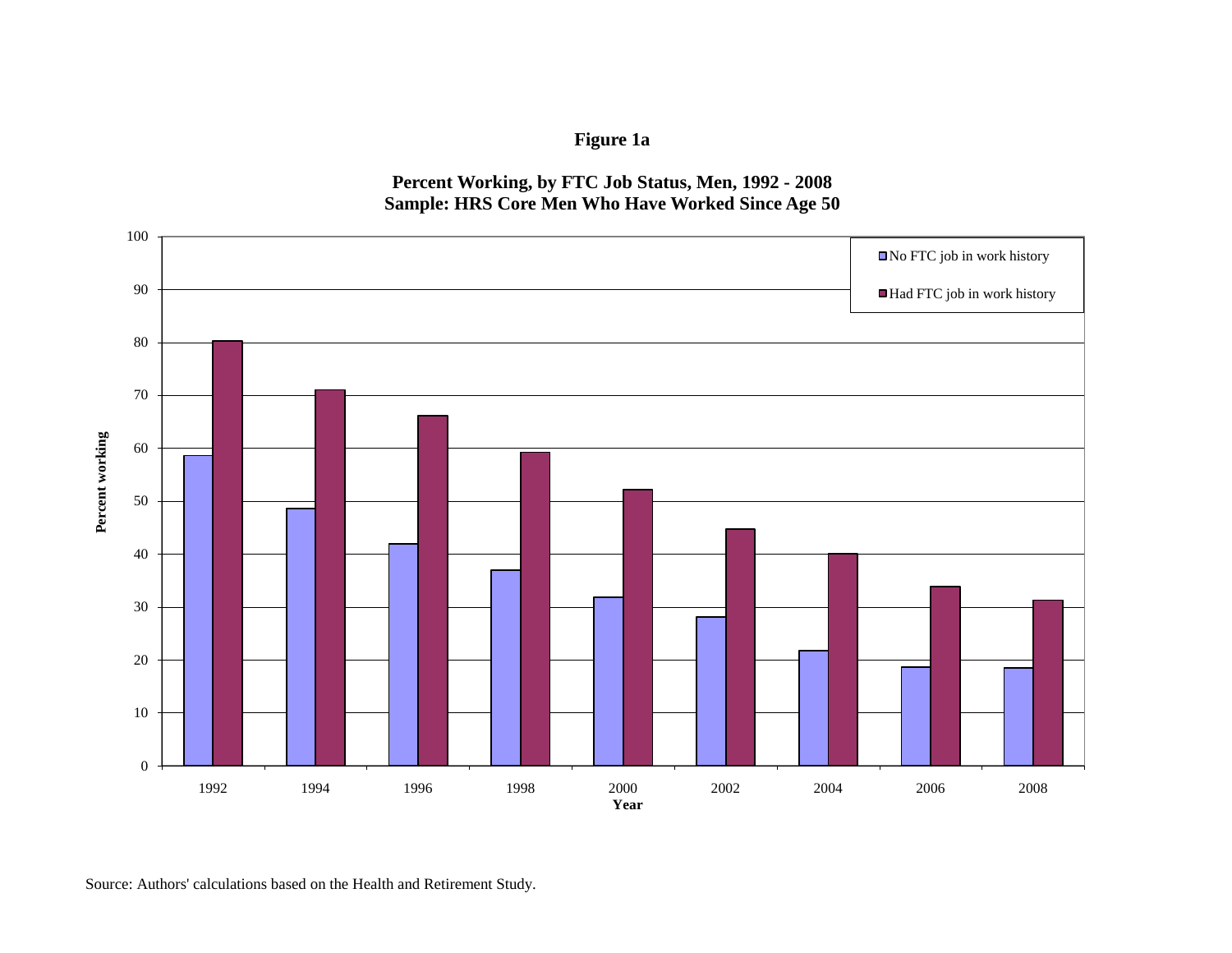**Figure 1a**

**Percent Working, by FTC Job Status, Men, 1992 - 2008**
**Sample: HRS Core Men Who Have Worked Since Age 50**

Source: Authors' calculations based on the Health and Retirement Study.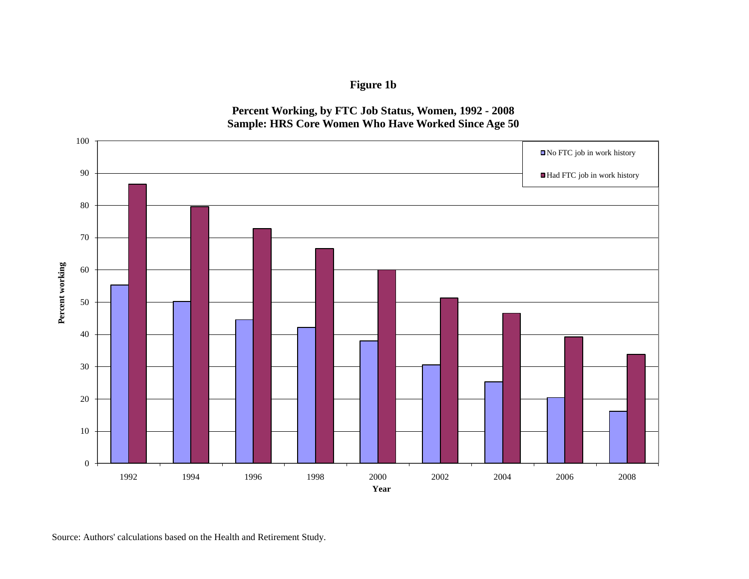**Figure 1b**

**Percent Working, by FTC Job Status, Women, 1992 - 2008**
**Sample: HRS Core Women Who Have Worked Since Age 50**

Source: Authors' calculations based on the Health and Retirement Study.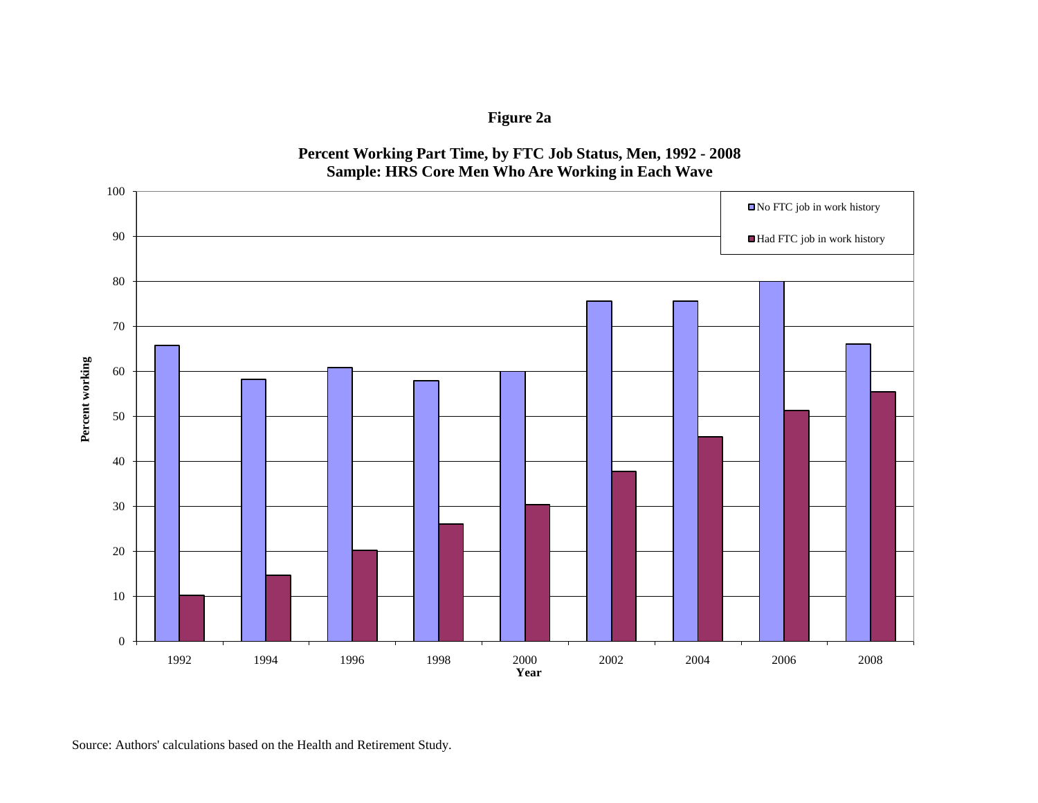**Figure 2a**

**Percent Working Part Time, by FTC Job Status, Men, 1992 - 2008**
**Sample: HRS Core Men Who Are Working in Each Wave**

Percent working

No FTC job in work history

Had FTC job in work history

Year

1992 1994 1996 1998 2000 2002 2004 2006 2008

Source: Authors' calculations based on the Health and Retirement Study.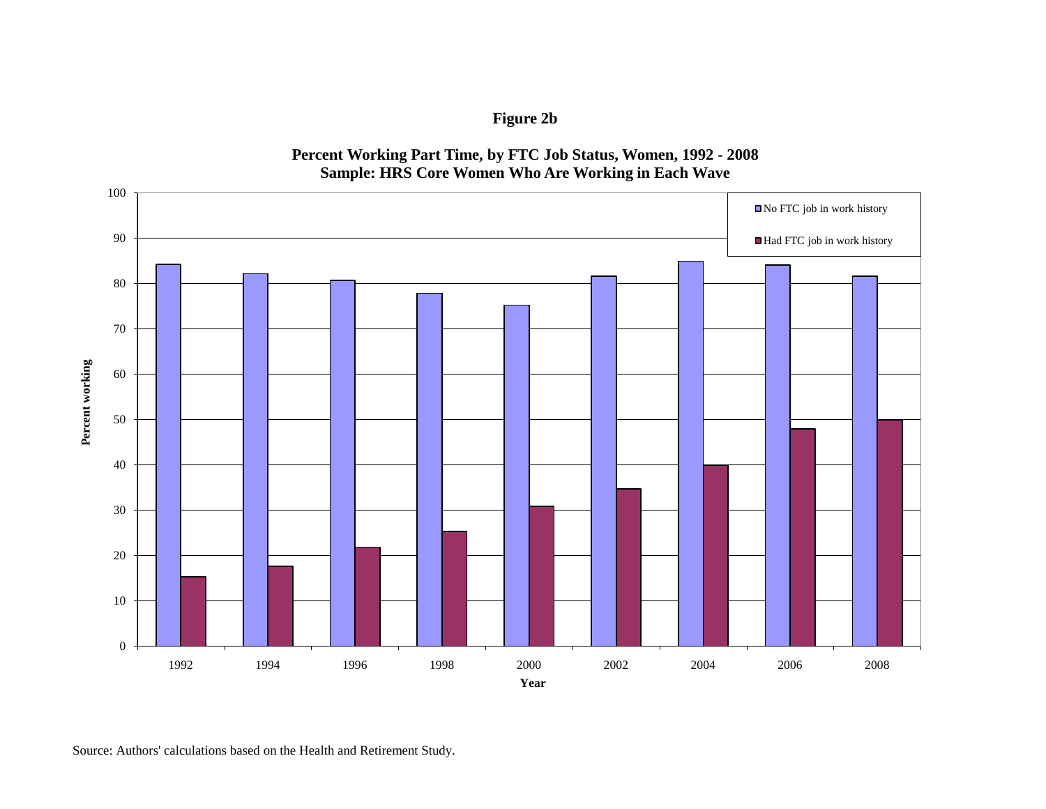**Figure 2b**

**Percent Working Part Time, by FTC Job Status, Women, 1992 - 2008**
**Sample: HRS Core Women Who Are Working in Each Wave**

No FTC job in work history

Had FTC job in work history

Percent working

100
90
80
70
60
50
40
30
20
10
0

1992 1994 1996 1998 2000 2002 2004 2006 2008

Year

Source: Authors' calculations based on the Health and Retirement Study.